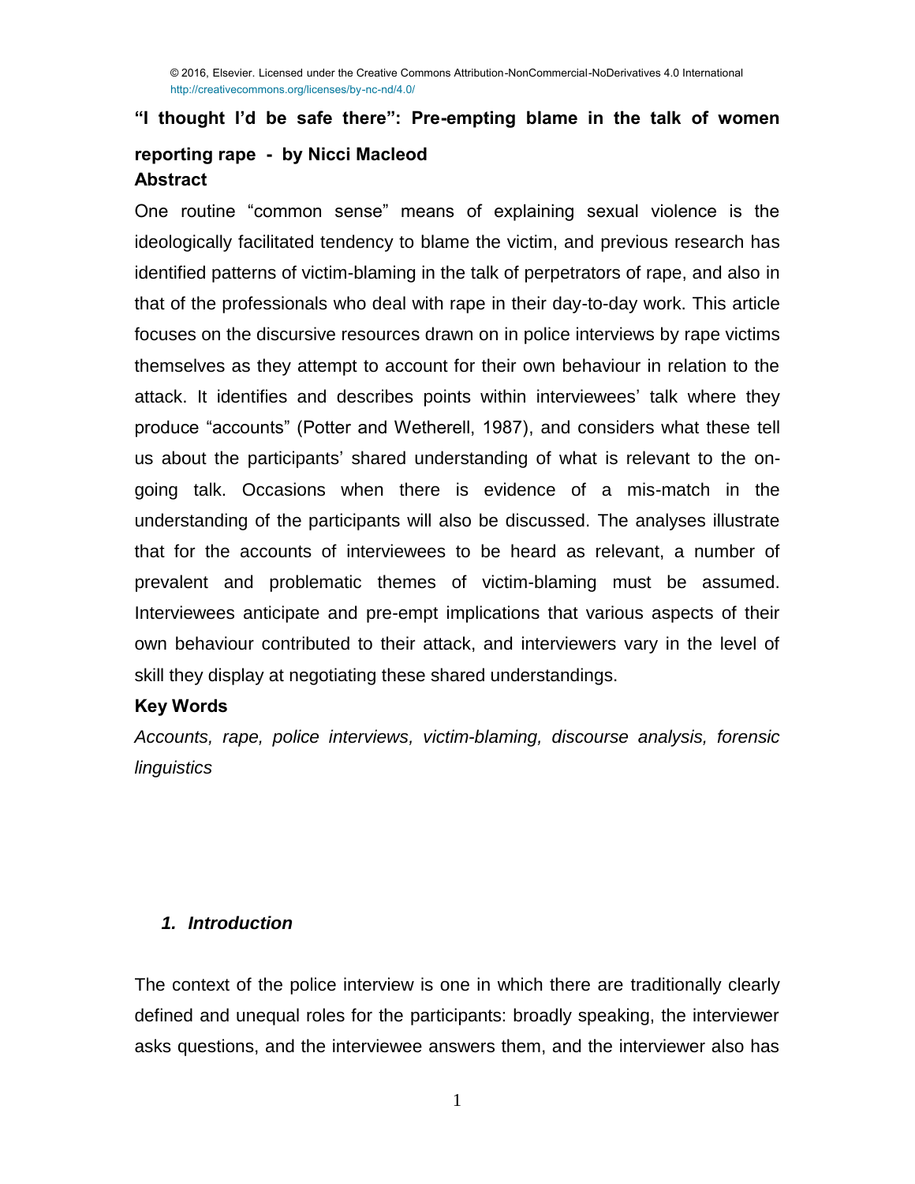© 2016, Elsevier. Licensed under the Creative Commons Attribution-NonCommercial-NoDerivatives 4.0 International http://creativecommons.org/licenses/by-nc-nd/4.0/

# "I thought I'd be safe there": Pre-empting blame in the talk of women reporting rape - by Nicci Macleod

## Abstract

One routine "common sense" means of explaining sexual violence is the ideologically facilitated tendency to blame the victim, and previous research has identified patterns of victim-blaming in the talk of perpetrators of rape, and also in that of the professionals who deal with rape in their day-to-day work. This article focuses on the discursive resources drawn on in police interviews by rape victims themselves as they attempt to account for their own behaviour in relation to the attack. It identifies and describes points within interviewees' talk where they produce "accounts" (Potter and Wetherell, 1987), and considers what these tell us about the participants' shared understanding of what is relevant to the on-going talk. Occasions when there is evidence of a mis-match in the understanding of the participants will also be discussed. The analyses illustrate that for the accounts of interviewees to be heard as relevant, a number of prevalent and problematic themes of victim-blaming must be assumed. Interviewees anticipate and pre-empt implications that various aspects of their own behaviour contributed to their attack, and interviewers vary in the level of skill they display at negotiating these shared understandings.

## Key Words

*Accounts, rape, police interviews, victim-blaming, discourse analysis, forensic linguistics*

## *1. Introduction*

The context of the police interview is one in which there are traditionally clearly defined and unequal roles for the participants: broadly speaking, the interviewer asks questions, and the interviewee answers them, and the interviewer also has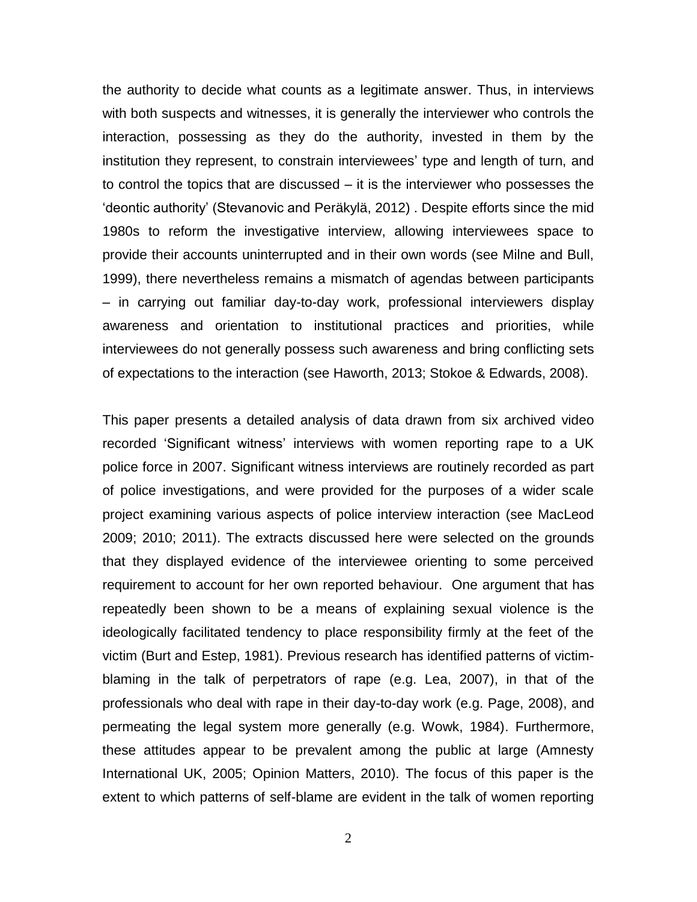the authority to decide what counts as a legitimate answer. Thus, in interviews with both suspects and witnesses, it is generally the interviewer who controls the interaction, possessing as they do the authority, invested in them by the institution they represent, to constrain interviewees' type and length of turn, and to control the topics that are discussed – it is the interviewer who possesses the 'deontic authority' (Stevanovic and Peräkylä, 2012) . Despite efforts since the mid 1980s to reform the investigative interview, allowing interviewees space to provide their accounts uninterrupted and in their own words (see Milne and Bull, 1999), there nevertheless remains a mismatch of agendas between participants – in carrying out familiar day-to-day work, professional interviewers display awareness and orientation to institutional practices and priorities, while interviewees do not generally possess such awareness and bring conflicting sets of expectations to the interaction (see Haworth, 2013; Stokoe & Edwards, 2008).

This paper presents a detailed analysis of data drawn from six archived video recorded 'Significant witness' interviews with women reporting rape to a UK police force in 2007. Significant witness interviews are routinely recorded as part of police investigations, and were provided for the purposes of a wider scale project examining various aspects of police interview interaction (see MacLeod 2009; 2010; 2011). The extracts discussed here were selected on the grounds that they displayed evidence of the interviewee orienting to some perceived requirement to account for her own reported behaviour. One argument that has repeatedly been shown to be a means of explaining sexual violence is the ideologically facilitated tendency to place responsibility firmly at the feet of the victim (Burt and Estep, 1981). Previous research has identified patterns of victim-blaming in the talk of perpetrators of rape (e.g. Lea, 2007), in that of the professionals who deal with rape in their day-to-day work (e.g. Page, 2008), and permeating the legal system more generally (e.g. Wowk, 1984). Furthermore, these attitudes appear to be prevalent among the public at large (Amnesty International UK, 2005; Opinion Matters, 2010). The focus of this paper is the extent to which patterns of self-blame are evident in the talk of women reporting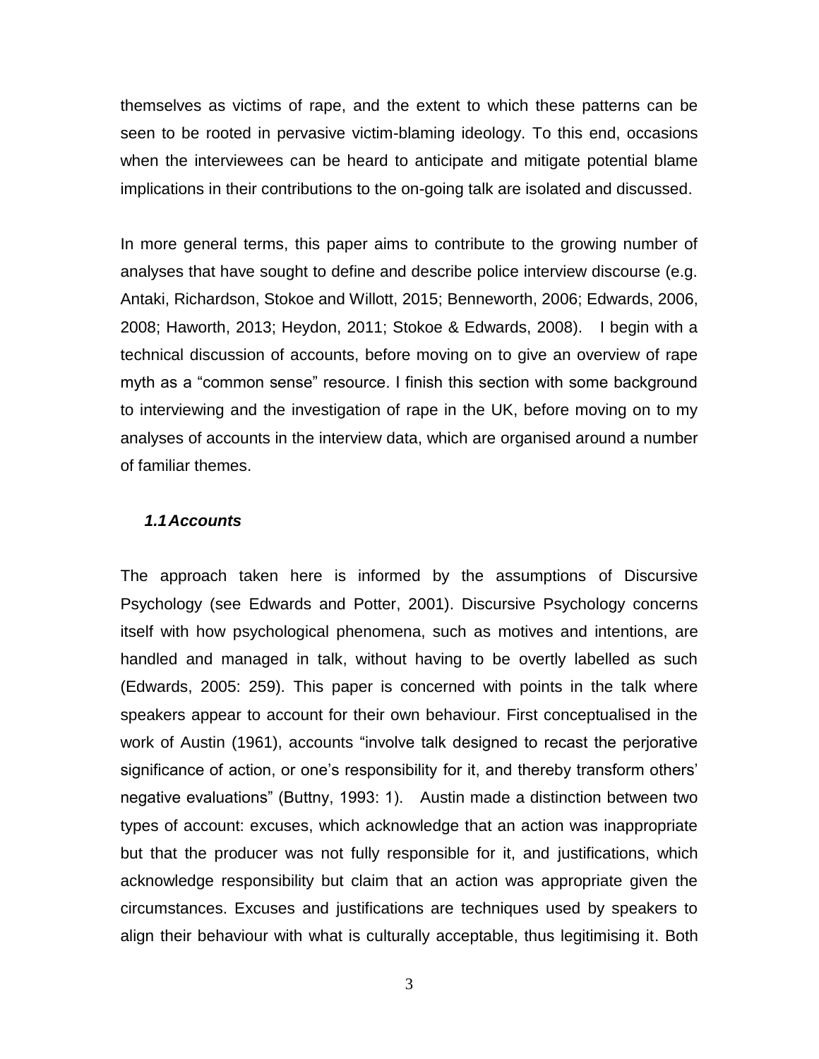themselves as victims of rape, and the extent to which these patterns can be seen to be rooted in pervasive victim-blaming ideology. To this end, occasions when the interviewees can be heard to anticipate and mitigate potential blame implications in their contributions to the on-going talk are isolated and discussed.

In more general terms, this paper aims to contribute to the growing number of analyses that have sought to define and describe police interview discourse (e.g. Antaki, Richardson, Stokoe and Willott, 2015; Benneworth, 2006; Edwards, 2006, 2008; Haworth, 2013; Heydon, 2011; Stokoe & Edwards, 2008). I begin with a technical discussion of accounts, before moving on to give an overview of rape myth as a "common sense" resource. I finish this section with some background to interviewing and the investigation of rape in the UK, before moving on to my analyses of accounts in the interview data, which are organised around a number of familiar themes.

### *1.1 Accounts*

The approach taken here is informed by the assumptions of Discursive Psychology (see Edwards and Potter, 2001). Discursive Psychology concerns itself with how psychological phenomena, such as motives and intentions, are handled and managed in talk, without having to be overtly labelled as such (Edwards, 2005: 259). This paper is concerned with points in the talk where speakers appear to account for their own behaviour. First conceptualised in the work of Austin (1961), accounts "involve talk designed to recast the perjorative significance of action, or one's responsibility for it, and thereby transform others' negative evaluations" (Buttny, 1993: 1). Austin made a distinction between two types of account: excuses, which acknowledge that an action was inappropriate but that the producer was not fully responsible for it, and justifications, which acknowledge responsibility but claim that an action was appropriate given the circumstances. Excuses and justifications are techniques used by speakers to align their behaviour with what is culturally acceptable, thus legitimising it. Both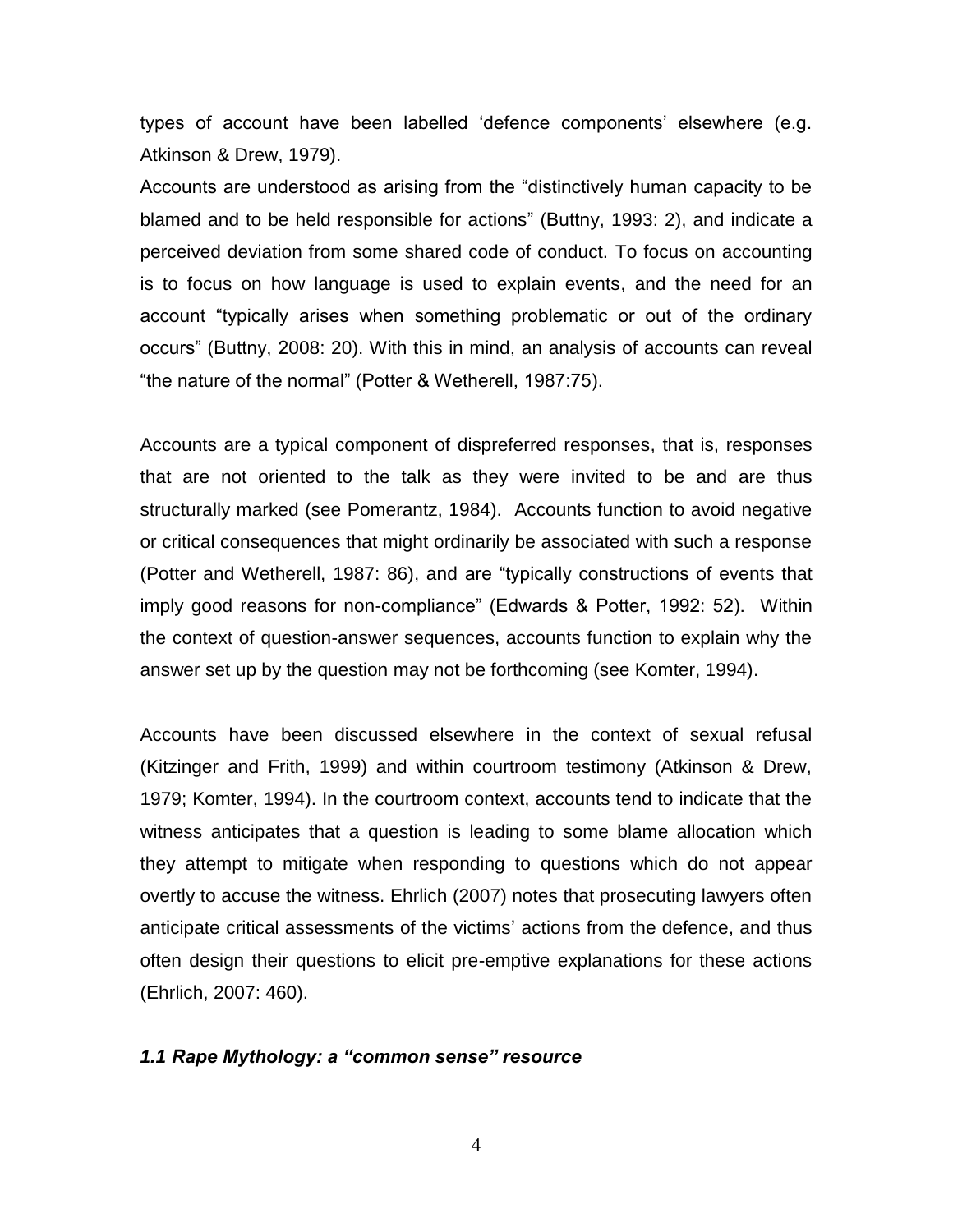types of account have been labelled 'defence components' elsewhere (e.g. Atkinson & Drew, 1979).
Accounts are understood as arising from the "distinctively human capacity to be blamed and to be held responsible for actions" (Buttny, 1993: 2), and indicate a perceived deviation from some shared code of conduct. To focus on accounting is to focus on how language is used to explain events, and the need for an account "typically arises when something problematic or out of the ordinary occurs" (Buttny, 2008: 20). With this in mind, an analysis of accounts can reveal "the nature of the normal" (Potter & Wetherell, 1987:75).

Accounts are a typical component of dispreferred responses, that is, responses that are not oriented to the talk as they were invited to be and are thus structurally marked (see Pomerantz, 1984). Accounts function to avoid negative or critical consequences that might ordinarily be associated with such a response (Potter and Wetherell, 1987: 86), and are "typically constructions of events that imply good reasons for non-compliance" (Edwards & Potter, 1992: 52). Within the context of question-answer sequences, accounts function to explain why the answer set up by the question may not be forthcoming (see Komter, 1994).

Accounts have been discussed elsewhere in the context of sexual refusal (Kitzinger and Frith, 1999) and within courtroom testimony (Atkinson & Drew, 1979; Komter, 1994). In the courtroom context, accounts tend to indicate that the witness anticipates that a question is leading to some blame allocation which they attempt to mitigate when responding to questions which do not appear overtly to accuse the witness. Ehrlich (2007) notes that prosecuting lawyers often anticipate critical assessments of the victims' actions from the defence, and thus often design their questions to elicit pre-emptive explanations for these actions (Ehrlich, 2007: 460).

### *1.1 Rape Mythology: a "common sense" resource*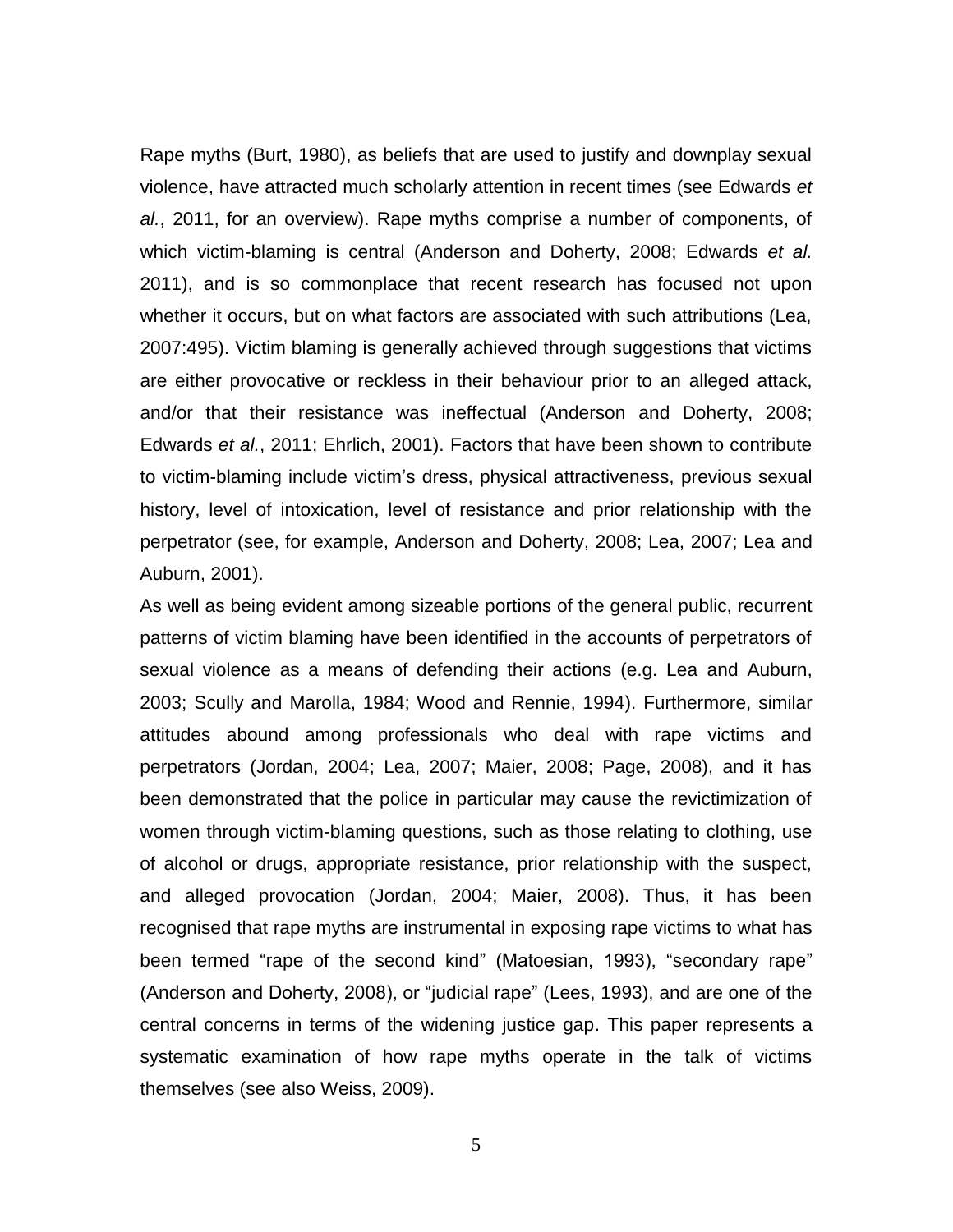Rape myths (Burt, 1980), as beliefs that are used to justify and downplay sexual violence, have attracted much scholarly attention in recent times (see Edwards *et al.*, 2011, for an overview). Rape myths comprise a number of components, of which victim-blaming is central (Anderson and Doherty, 2008; Edwards *et al.* 2011), and is so commonplace that recent research has focused not upon whether it occurs, but on what factors are associated with such attributions (Lea, 2007:495). Victim blaming is generally achieved through suggestions that victims are either provocative or reckless in their behaviour prior to an alleged attack, and/or that their resistance was ineffectual (Anderson and Doherty, 2008; Edwards *et al.*, 2011; Ehrlich, 2001). Factors that have been shown to contribute to victim-blaming include victim's dress, physical attractiveness, previous sexual history, level of intoxication, level of resistance and prior relationship with the perpetrator (see, for example, Anderson and Doherty, 2008; Lea, 2007; Lea and Auburn, 2001).

As well as being evident among sizeable portions of the general public, recurrent patterns of victim blaming have been identified in the accounts of perpetrators of sexual violence as a means of defending their actions (e.g. Lea and Auburn, 2003; Scully and Marolla, 1984; Wood and Rennie, 1994). Furthermore, similar attitudes abound among professionals who deal with rape victims and perpetrators (Jordan, 2004; Lea, 2007; Maier, 2008; Page, 2008), and it has been demonstrated that the police in particular may cause the revictimization of women through victim-blaming questions, such as those relating to clothing, use of alcohol or drugs, appropriate resistance, prior relationship with the suspect, and alleged provocation (Jordan, 2004; Maier, 2008). Thus, it has been recognised that rape myths are instrumental in exposing rape victims to what has been termed "rape of the second kind" (Matoesian, 1993), "secondary rape" (Anderson and Doherty, 2008), or "judicial rape" (Lees, 1993), and are one of the central concerns in terms of the widening justice gap. This paper represents a systematic examination of how rape myths operate in the talk of victims themselves (see also Weiss, 2009).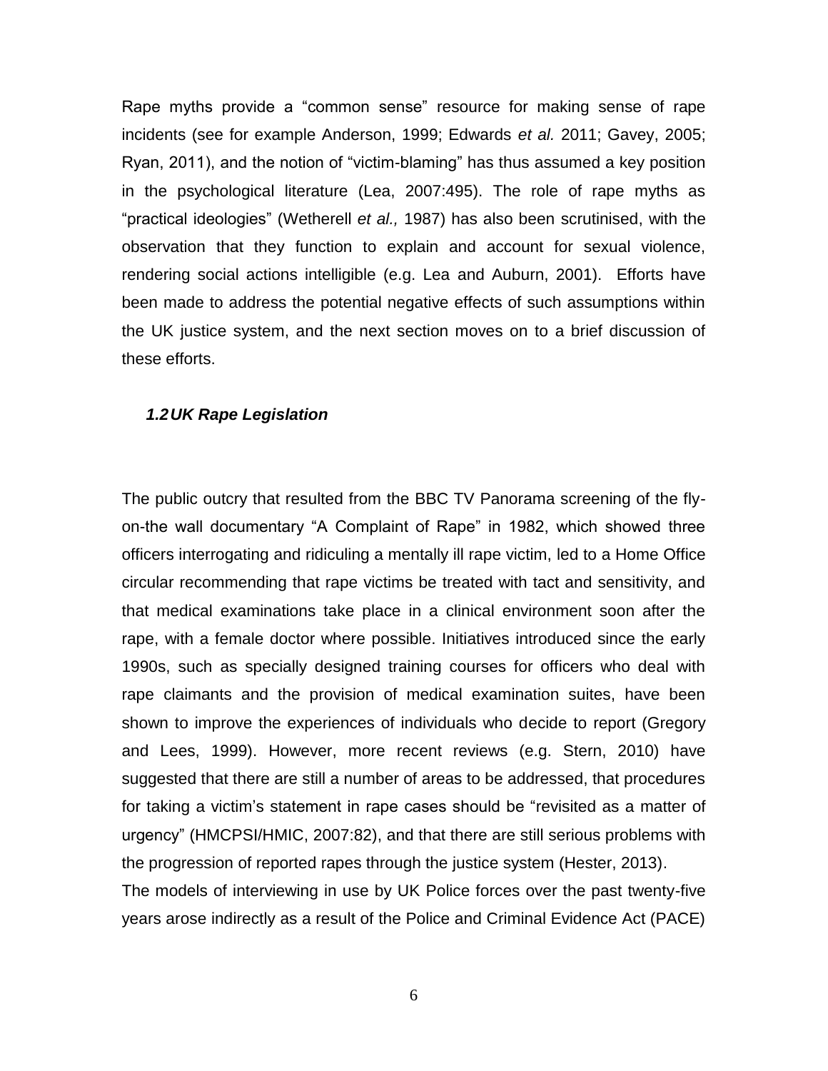Rape myths provide a "common sense" resource for making sense of rape incidents (see for example Anderson, 1999; Edwards *et al.* 2011; Gavey, 2005; Ryan, 2011), and the notion of "victim-blaming" has thus assumed a key position in the psychological literature (Lea, 2007:495). The role of rape myths as "practical ideologies" (Wetherell *et al.,* 1987) has also been scrutinised, with the observation that they function to explain and account for sexual violence, rendering social actions intelligible (e.g. Lea and Auburn, 2001). Efforts have been made to address the potential negative effects of such assumptions within the UK justice system, and the next section moves on to a brief discussion of these efforts.

### *1.2 UK Rape Legislation*

The public outcry that resulted from the BBC TV Panorama screening of the fly-on-the wall documentary "A Complaint of Rape" in 1982, which showed three officers interrogating and ridiculing a mentally ill rape victim, led to a Home Office circular recommending that rape victims be treated with tact and sensitivity, and that medical examinations take place in a clinical environment soon after the rape, with a female doctor where possible. Initiatives introduced since the early 1990s, such as specially designed training courses for officers who deal with rape claimants and the provision of medical examination suites, have been shown to improve the experiences of individuals who decide to report (Gregory and Lees, 1999). However, more recent reviews (e.g. Stern, 2010) have suggested that there are still a number of areas to be addressed, that procedures for taking a victim's statement in rape cases should be "revisited as a matter of urgency" (HMCPSI/HMIC, 2007:82), and that there are still serious problems with the progression of reported rapes through the justice system (Hester, 2013).

The models of interviewing in use by UK Police forces over the past twenty-five years arose indirectly as a result of the Police and Criminal Evidence Act (PACE)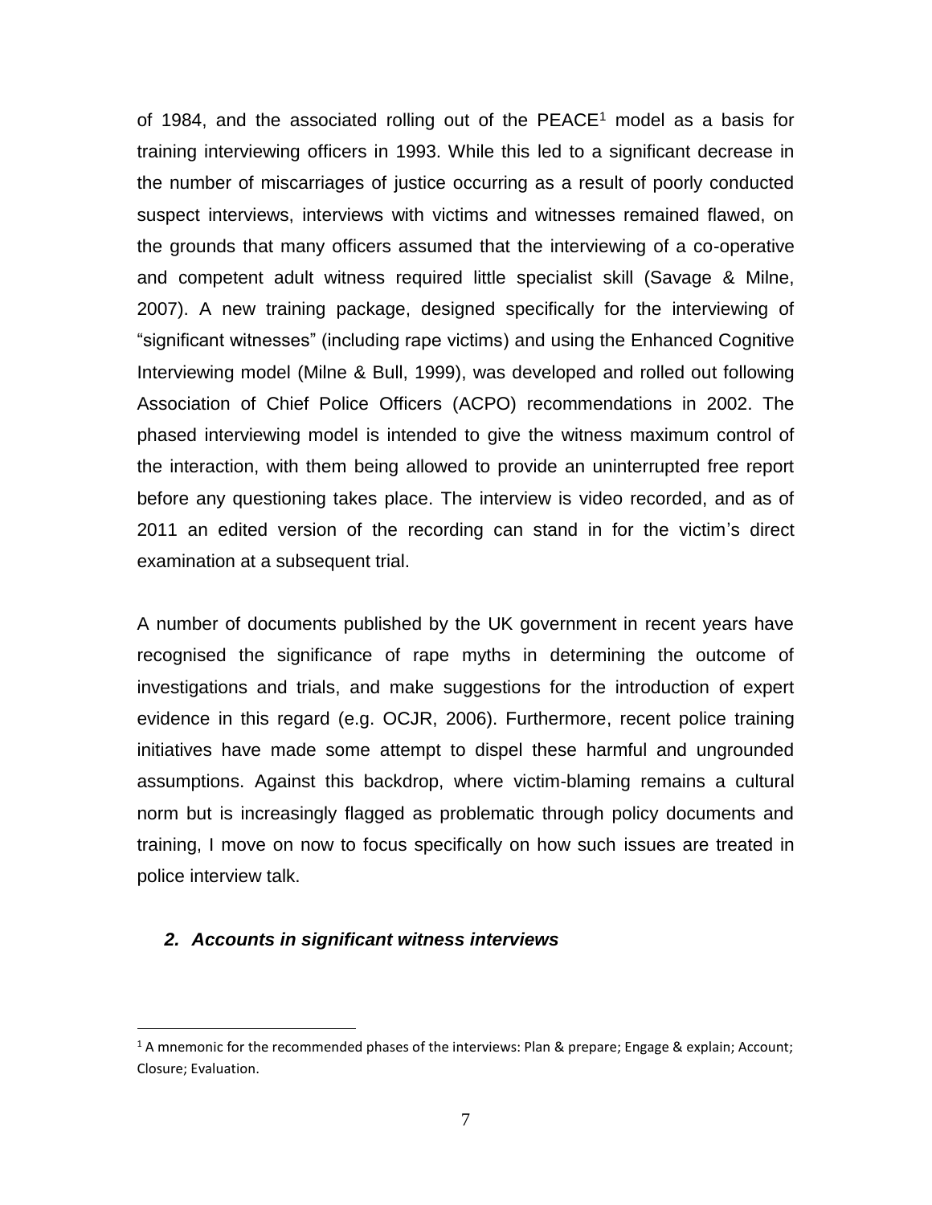of 1984, and the associated rolling out of the PEACE[1] model as a basis for training interviewing officers in 1993. While this led to a significant decrease in the number of miscarriages of justice occurring as a result of poorly conducted suspect interviews, interviews with victims and witnesses remained flawed, on the grounds that many officers assumed that the interviewing of a co-operative and competent adult witness required little specialist skill (Savage & Milne, 2007). A new training package, designed specifically for the interviewing of "significant witnesses" (including rape victims) and using the Enhanced Cognitive Interviewing model (Milne & Bull, 1999), was developed and rolled out following Association of Chief Police Officers (ACPO) recommendations in 2002. The phased interviewing model is intended to give the witness maximum control of the interaction, with them being allowed to provide an uninterrupted free report before any questioning takes place. The interview is video recorded, and as of 2011 an edited version of the recording can stand in for the victim's direct examination at a subsequent trial.

A number of documents published by the UK government in recent years have recognised the significance of rape myths in determining the outcome of investigations and trials, and make suggestions for the introduction of expert evidence in this regard (e.g. OCJR, 2006). Furthermore, recent police training initiatives have made some attempt to dispel these harmful and ungrounded assumptions. Against this backdrop, where victim-blaming remains a cultural norm but is increasingly flagged as problematic through policy documents and training, I move on now to focus specifically on how such issues are treated in police interview talk.

## *2. Accounts in significant witness interviews*

[1] A mnemonic for the recommended phases of the interviews: Plan & prepare; Engage & explain; Account; Closure; Evaluation.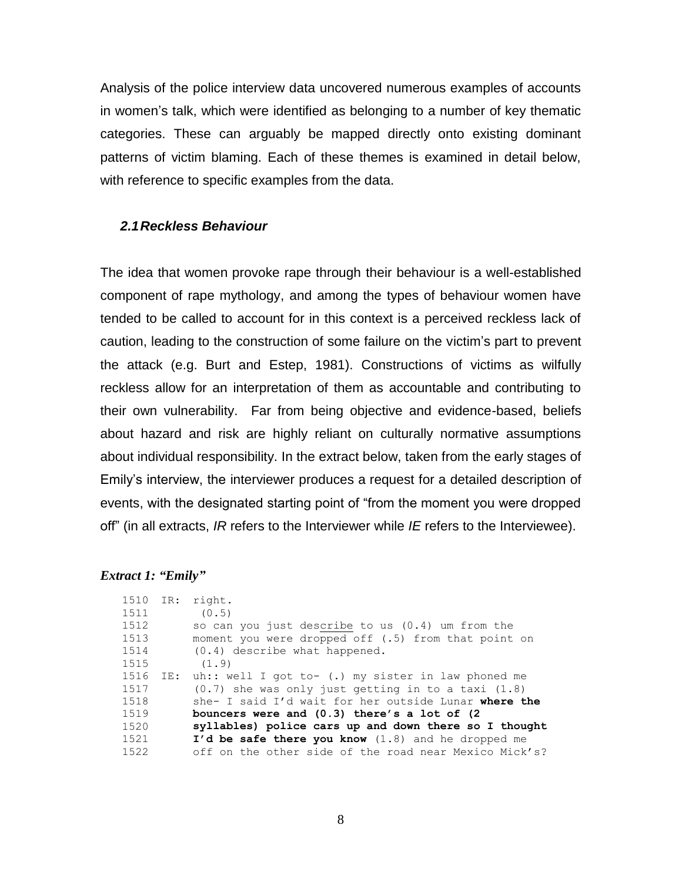Analysis of the police interview data uncovered numerous examples of accounts in women's talk, which were identified as belonging to a number of key thematic categories. These can arguably be mapped directly onto existing dominant patterns of victim blaming. Each of these themes is examined in detail below, with reference to specific examples from the data.

### *2.1 Reckless Behaviour*

The idea that women provoke rape through their behaviour is a well-established component of rape mythology, and among the types of behaviour women have tended to be called to account for in this context is a perceived reckless lack of caution, leading to the construction of some failure on the victim's part to prevent the attack (e.g. Burt and Estep, 1981). Constructions of victims as wilfully reckless allow for an interpretation of them as accountable and contributing to their own vulnerability. Far from being objective and evidence-based, beliefs about hazard and risk are highly reliant on culturally normative assumptions about individual responsibility. In the extract below, taken from the early stages of Emily's interview, the interviewer produces a request for a detailed description of events, with the designated starting point of "from the moment you were dropped off" (in all extracts, *IR* refers to the Interviewer while *IE* refers to the Interviewee).

***Extract 1: "Emily"***

```
1510  IR:  right.
1511        (0.5)
1512       so can you just describe to us (0.4) um from the
1513       moment you were dropped off (.5) from that point on
1514       (0.4) describe what happened.
1515        (1.9)
1516  IE:  uh:: well I got to- (.) my sister in law phoned me
1517       (0.7) she was only just getting in to a taxi (1.8)
1518       she- I said I'd wait for her outside Lunar where the
1519       bouncers were and (0.3) there's a lot of (2
1520       syllables) police cars up and down there so I thought
1521       I'd be safe there you know (1.8) and he dropped me
1522       off on the other side of the road near Mexico Mick's?
```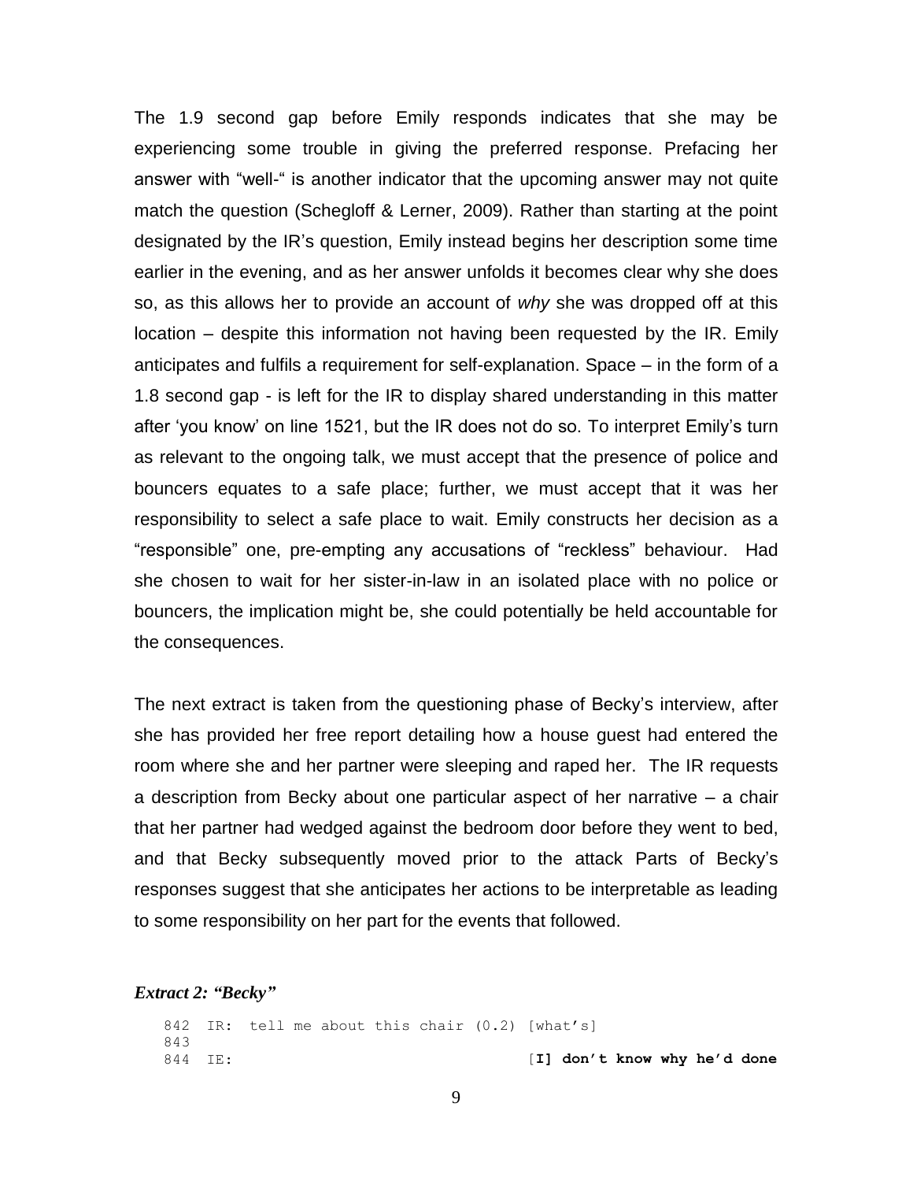The 1.9 second gap before Emily responds indicates that she may be experiencing some trouble in giving the preferred response. Prefacing her answer with "well-" is another indicator that the upcoming answer may not quite match the question (Schegloff & Lerner, 2009). Rather than starting at the point designated by the IR's question, Emily instead begins her description some time earlier in the evening, and as her answer unfolds it becomes clear why she does so, as this allows her to provide an account of *why* she was dropped off at this location – despite this information not having been requested by the IR. Emily anticipates and fulfils a requirement for self-explanation. Space – in the form of a 1.8 second gap - is left for the IR to display shared understanding in this matter after 'you know' on line 1521, but the IR does not do so. To interpret Emily's turn as relevant to the ongoing talk, we must accept that the presence of police and bouncers equates to a safe place; further, we must accept that it was her responsibility to select a safe place to wait. Emily constructs her decision as a "responsible" one, pre-empting any accusations of "reckless" behaviour. Had she chosen to wait for her sister-in-law in an isolated place with no police or bouncers, the implication might be, she could potentially be held accountable for the consequences.

The next extract is taken from the questioning phase of Becky's interview, after she has provided her free report detailing how a house guest had entered the room where she and her partner were sleeping and raped her. The IR requests a description from Becky about one particular aspect of her narrative – a chair that her partner had wedged against the bedroom door before they went to bed, and that Becky subsequently moved prior to the attack Parts of Becky's responses suggest that she anticipates her actions to be interpretable as leading to some responsibility on her part for the events that followed.

***Extract 2: "Becky"***

```
842  IR:  tell me about this chair (0.2) [what's]
843
844  IE:                                 [I] don't know why he'd done
```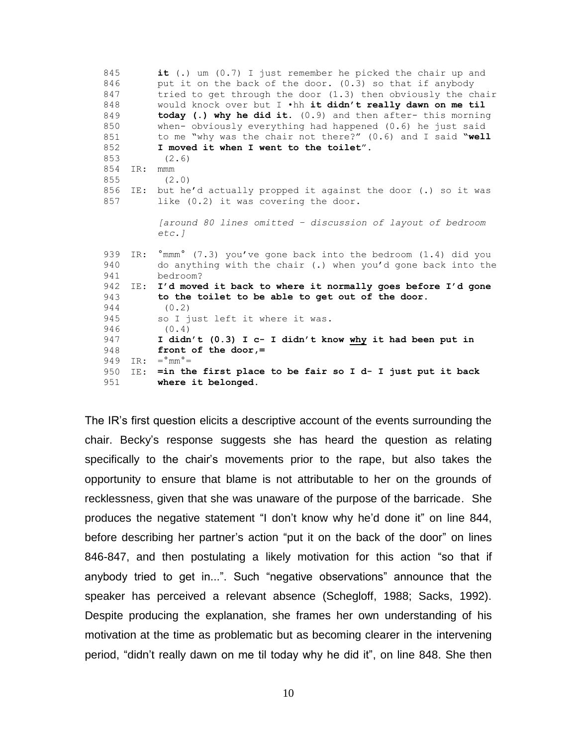```
845        it (.) um (0.7) I just remember he picked the chair up and
846        put it on the back of the door. (0.3) so that if anybody
847        tried to get through the door (1.3) then obviously the chair
848        would knock over but I •hh it didn't really dawn on me til
849        today (.) why he did it. (0.9) and then after- this morning
850        when- obviously everything had happened (0.6) he just said
851        to me "why was the chair not there?" (0.6) and I said "well
852        I moved it when I went to the toilet".
853         (2.6)
854   IR:  mmm
855         (2.0)
856   IE:  but he'd actually propped it against the door (.) so it was
857        like (0.2) it was covering the door.

           [around 80 lines omitted – discussion of layout of bedroom
           etc.]

939   IR:  °mmm° (7.3) you've gone back into the bedroom (1.4) did you
940        do anything with the chair (.) when you'd gone back into the
941        bedroom?
942   IE:  I'd moved it back to where it normally goes before I'd gone
943        to the toilet to be able to get out of the door.
944         (0.2)
945        so I just left it where it was.
946         (0.4)
947        I didn't (0.3) I c- I didn't know why it had been put in
948        front of the door,=
949   IR:  =°mm°=
950   IE:  =in the first place to be fair so I d- I just put it back
951        where it belonged.
```

The IR's first question elicits a descriptive account of the events surrounding the chair. Becky's response suggests she has heard the question as relating specifically to the chair's movements prior to the rape, but also takes the opportunity to ensure that blame is not attributable to her on the grounds of recklessness, given that she was unaware of the purpose of the barricade. She produces the negative statement "I don't know why he'd done it" on line 844, before describing her partner's action "put it on the back of the door" on lines 846-847, and then postulating a likely motivation for this action "so that if anybody tried to get in...". Such "negative observations" announce that the speaker has perceived a relevant absence (Schegloff, 1988; Sacks, 1992). Despite producing the explanation, she frames her own understanding of his motivation at the time as problematic but as becoming clearer in the intervening period, "didn't really dawn on me til today why he did it", on line 848. She then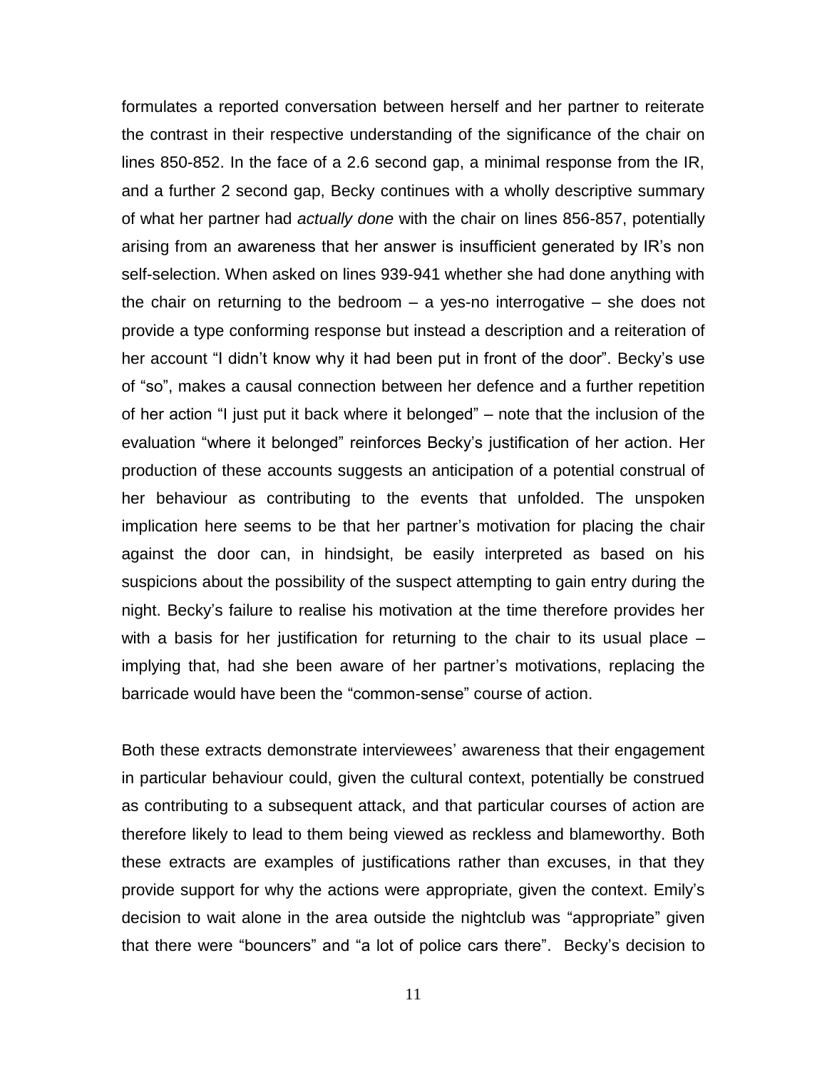formulates a reported conversation between herself and her partner to reiterate the contrast in their respective understanding of the significance of the chair on lines 850-852. In the face of a 2.6 second gap, a minimal response from the IR, and a further 2 second gap, Becky continues with a wholly descriptive summary of what her partner had *actually done* with the chair on lines 856-857, potentially arising from an awareness that her answer is insufficient generated by IR's non self-selection. When asked on lines 939-941 whether she had done anything with the chair on returning to the bedroom – a yes-no interrogative – she does not provide a type conforming response but instead a description and a reiteration of her account "I didn't know why it had been put in front of the door". Becky's use of "so", makes a causal connection between her defence and a further repetition of her action "I just put it back where it belonged" – note that the inclusion of the evaluation "where it belonged" reinforces Becky's justification of her action. Her production of these accounts suggests an anticipation of a potential construal of her behaviour as contributing to the events that unfolded. The unspoken implication here seems to be that her partner's motivation for placing the chair against the door can, in hindsight, be easily interpreted as based on his suspicions about the possibility of the suspect attempting to gain entry during the night. Becky's failure to realise his motivation at the time therefore provides her with a basis for her justification for returning to the chair to its usual place – implying that, had she been aware of her partner's motivations, replacing the barricade would have been the "common-sense" course of action.

Both these extracts demonstrate interviewees' awareness that their engagement in particular behaviour could, given the cultural context, potentially be construed as contributing to a subsequent attack, and that particular courses of action are therefore likely to lead to them being viewed as reckless and blameworthy. Both these extracts are examples of justifications rather than excuses, in that they provide support for why the actions were appropriate, given the context. Emily's decision to wait alone in the area outside the nightclub was "appropriate" given that there were "bouncers" and "a lot of police cars there". Becky's decision to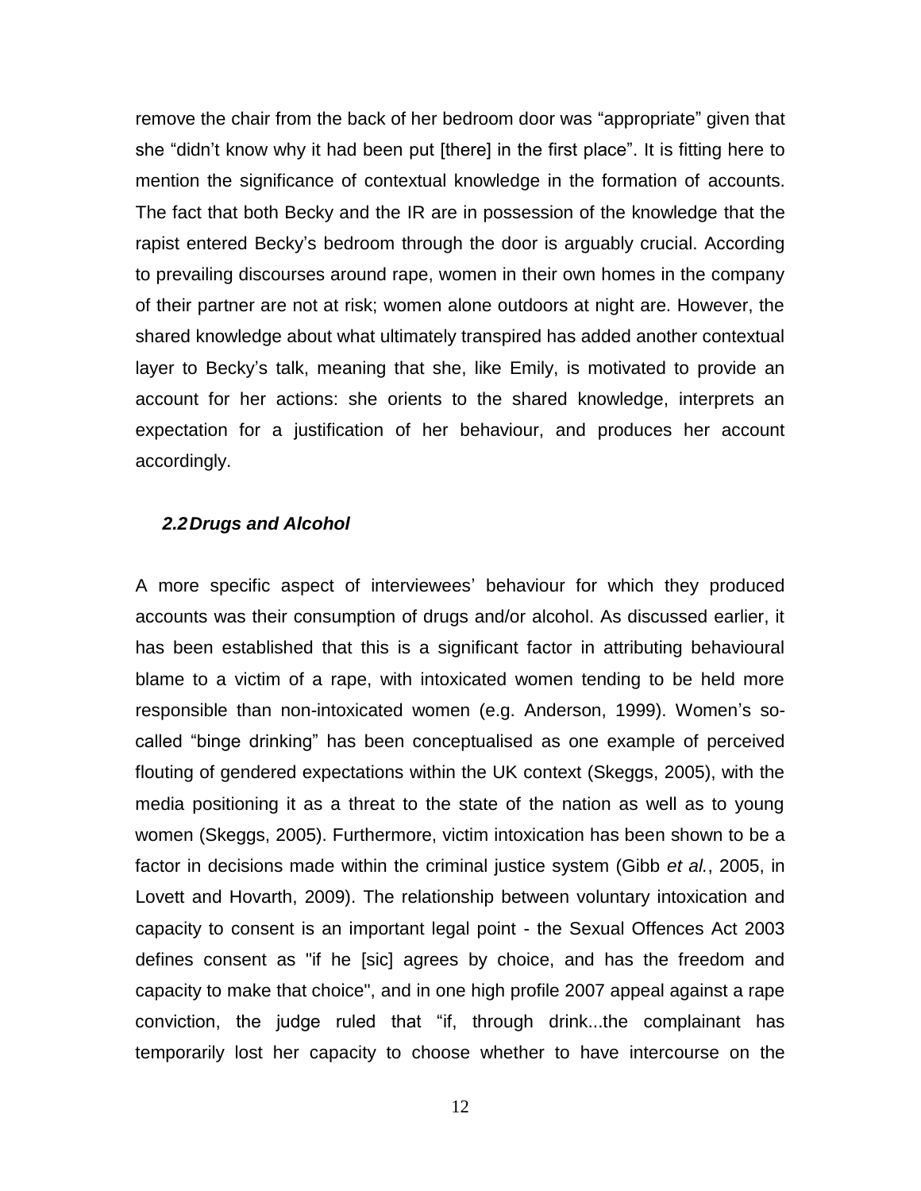remove the chair from the back of her bedroom door was "appropriate" given that she "didn't know why it had been put [there] in the first place". It is fitting here to mention the significance of contextual knowledge in the formation of accounts. The fact that both Becky and the IR are in possession of the knowledge that the rapist entered Becky's bedroom through the door is arguably crucial. According to prevailing discourses around rape, women in their own homes in the company of their partner are not at risk; women alone outdoors at night are. However, the shared knowledge about what ultimately transpired has added another contextual layer to Becky's talk, meaning that she, like Emily, is motivated to provide an account for her actions: she orients to the shared knowledge, interprets an expectation for a justification of her behaviour, and produces her account accordingly.

### *2.2 Drugs and Alcohol*

A more specific aspect of interviewees' behaviour for which they produced accounts was their consumption of drugs and/or alcohol. As discussed earlier, it has been established that this is a significant factor in attributing behavioural blame to a victim of a rape, with intoxicated women tending to be held more responsible than non-intoxicated women (e.g. Anderson, 1999). Women's so-called "binge drinking" has been conceptualised as one example of perceived flouting of gendered expectations within the UK context (Skeggs, 2005), with the media positioning it as a threat to the state of the nation as well as to young women (Skeggs, 2005). Furthermore, victim intoxication has been shown to be a factor in decisions made within the criminal justice system (Gibb *et al.*, 2005, in Lovett and Hovarth, 2009). The relationship between voluntary intoxication and capacity to consent is an important legal point - the Sexual Offences Act 2003 defines consent as "if he [sic] agrees by choice, and has the freedom and capacity to make that choice", and in one high profile 2007 appeal against a rape conviction, the judge ruled that "if, through drink...the complainant has temporarily lost her capacity to choose whether to have intercourse on the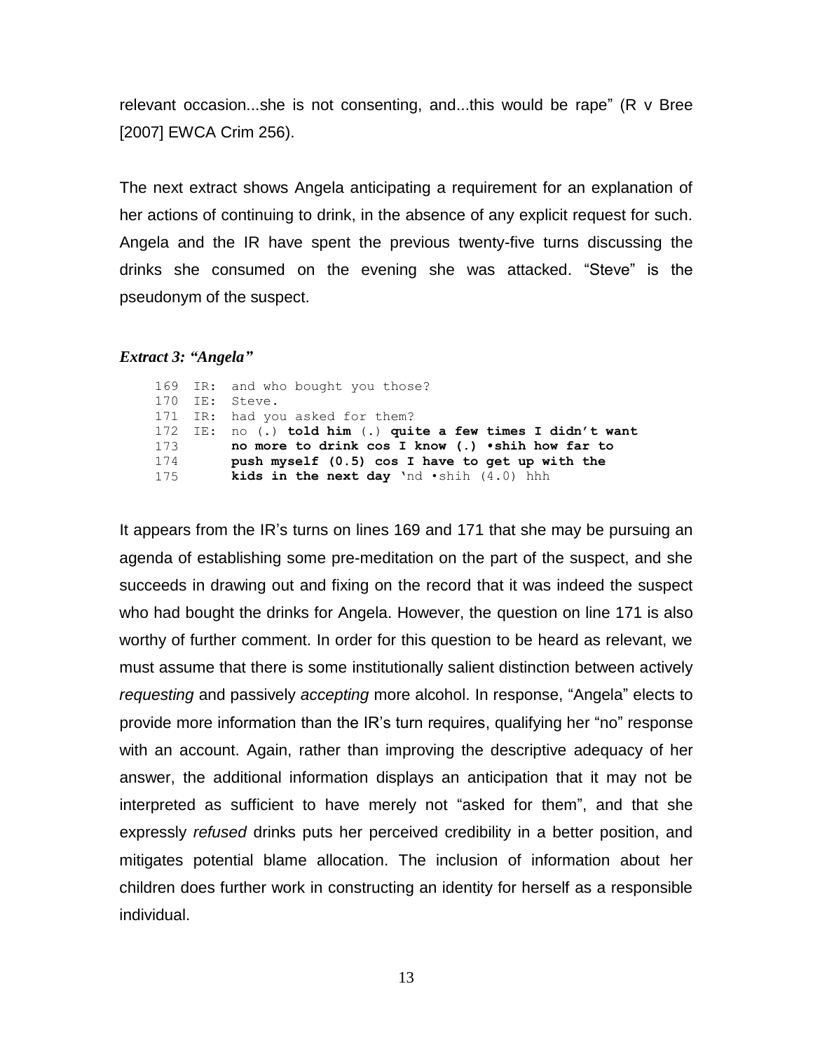relevant occasion...she is not consenting, and...this would be rape" (R v Bree [2007] EWCA Crim 256).

The next extract shows Angela anticipating a requirement for an explanation of her actions of continuing to drink, in the absence of any explicit request for such. Angela and the IR have spent the previous twenty-five turns discussing the drinks she consumed on the evening she was attacked. "Steve" is the pseudonym of the suspect.

***Extract 3: "Angela"***

```
169  IR:  and who bought you those?
170  IE:  Steve.
171  IR:  had you asked for them?
172  IE:  no (.) told him (.) quite a few times I didn't want
173       no more to drink cos I know (.) •shih how far to
174       push myself (0.5) cos I have to get up with the
175       kids in the next day 'nd •shih (4.0) hhh
```

It appears from the IR's turns on lines 169 and 171 that she may be pursuing an agenda of establishing some pre-meditation on the part of the suspect, and she succeeds in drawing out and fixing on the record that it was indeed the suspect who had bought the drinks for Angela. However, the question on line 171 is also worthy of further comment. In order for this question to be heard as relevant, we must assume that there is some institutionally salient distinction between actively *requesting* and passively *accepting* more alcohol. In response, "Angela" elects to provide more information than the IR's turn requires, qualifying her "no" response with an account. Again, rather than improving the descriptive adequacy of her answer, the additional information displays an anticipation that it may not be interpreted as sufficient to have merely not "asked for them", and that she expressly *refused* drinks puts her perceived credibility in a better position, and mitigates potential blame allocation. The inclusion of information about her children does further work in constructing an identity for herself as a responsible individual.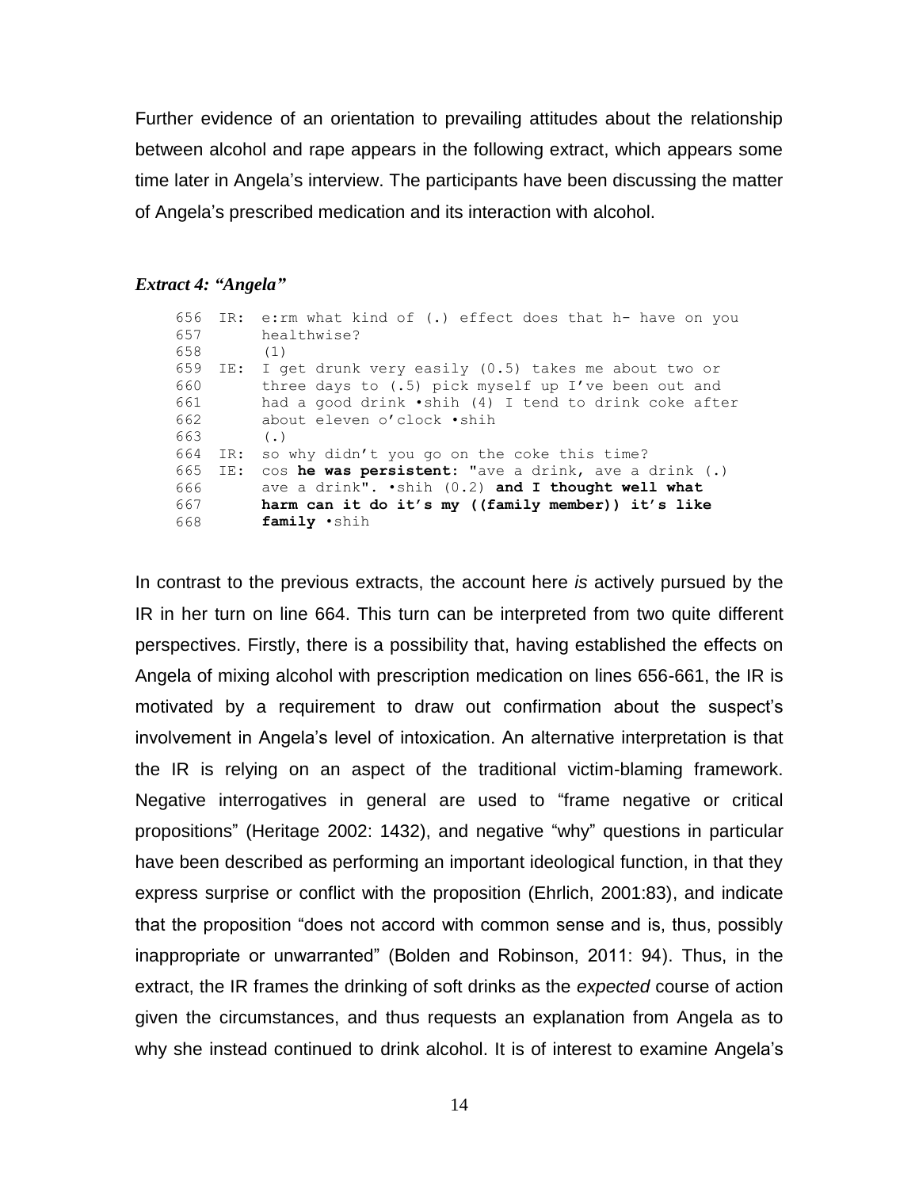Further evidence of an orientation to prevailing attitudes about the relationship between alcohol and rape appears in the following extract, which appears some time later in Angela's interview. The participants have been discussing the matter of Angela's prescribed medication and its interaction with alcohol.

***Extract 4: "Angela"***

```
656  IR:  e:rm what kind of (.) effect does that h- have on you
657       healthwise?
658       (1)
659  IE:  I get drunk very easily (0.5) takes me about two or
660       three days to (.5) pick myself up I've been out and
661       had a good drink •shih (4) I tend to drink coke after
662       about eleven o'clock •shih
663       (.)
664  IR:  so why didn't you go on the coke this time?
665  IE:  cos he was persistent: "ave a drink, ave a drink (.)
666       ave a drink". •shih (0.2) and I thought well what
667       harm can it do it's my ((family member)) it's like
668       family •shih
```

In contrast to the previous extracts, the account here *is* actively pursued by the IR in her turn on line 664. This turn can be interpreted from two quite different perspectives. Firstly, there is a possibility that, having established the effects on Angela of mixing alcohol with prescription medication on lines 656-661, the IR is motivated by a requirement to draw out confirmation about the suspect's involvement in Angela's level of intoxication. An alternative interpretation is that the IR is relying on an aspect of the traditional victim-blaming framework. Negative interrogatives in general are used to "frame negative or critical propositions" (Heritage 2002: 1432), and negative "why" questions in particular have been described as performing an important ideological function, in that they express surprise or conflict with the proposition (Ehrlich, 2001:83), and indicate that the proposition "does not accord with common sense and is, thus, possibly inappropriate or unwarranted" (Bolden and Robinson, 2011: 94). Thus, in the extract, the IR frames the drinking of soft drinks as the *expected* course of action given the circumstances, and thus requests an explanation from Angela as to why she instead continued to drink alcohol. It is of interest to examine Angela's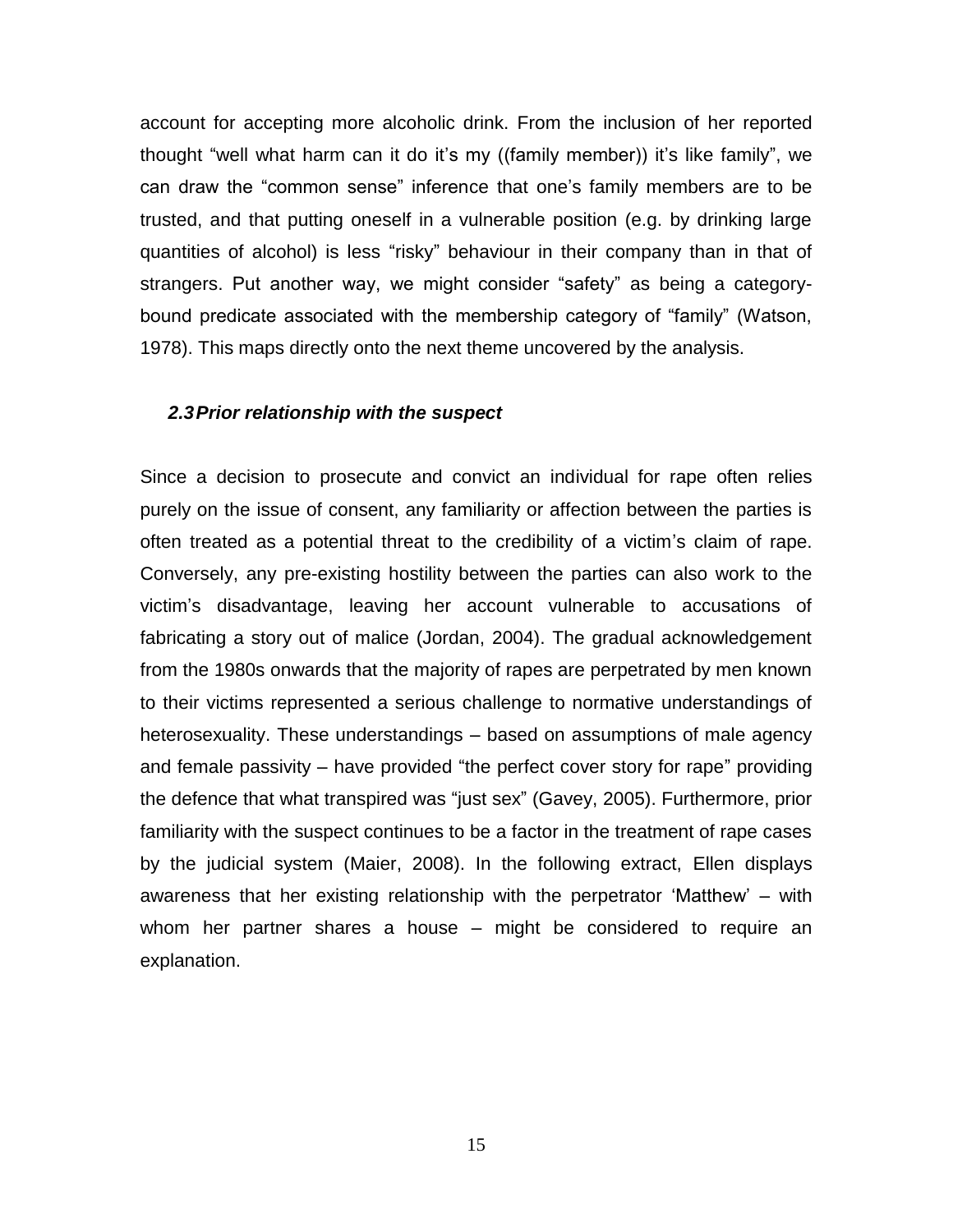account for accepting more alcoholic drink. From the inclusion of her reported thought "well what harm can it do it's my ((family member)) it's like family", we can draw the "common sense" inference that one's family members are to be trusted, and that putting oneself in a vulnerable position (e.g. by drinking large quantities of alcohol) is less "risky" behaviour in their company than in that of strangers. Put another way, we might consider "safety" as being a category-bound predicate associated with the membership category of "family" (Watson, 1978). This maps directly onto the next theme uncovered by the analysis.

### *2.3 Prior relationship with the suspect*

Since a decision to prosecute and convict an individual for rape often relies purely on the issue of consent, any familiarity or affection between the parties is often treated as a potential threat to the credibility of a victim's claim of rape. Conversely, any pre-existing hostility between the parties can also work to the victim's disadvantage, leaving her account vulnerable to accusations of fabricating a story out of malice (Jordan, 2004). The gradual acknowledgement from the 1980s onwards that the majority of rapes are perpetrated by men known to their victims represented a serious challenge to normative understandings of heterosexuality. These understandings – based on assumptions of male agency and female passivity – have provided "the perfect cover story for rape" providing the defence that what transpired was "just sex" (Gavey, 2005). Furthermore, prior familiarity with the suspect continues to be a factor in the treatment of rape cases by the judicial system (Maier, 2008). In the following extract, Ellen displays awareness that her existing relationship with the perpetrator 'Matthew' – with whom her partner shares a house – might be considered to require an explanation.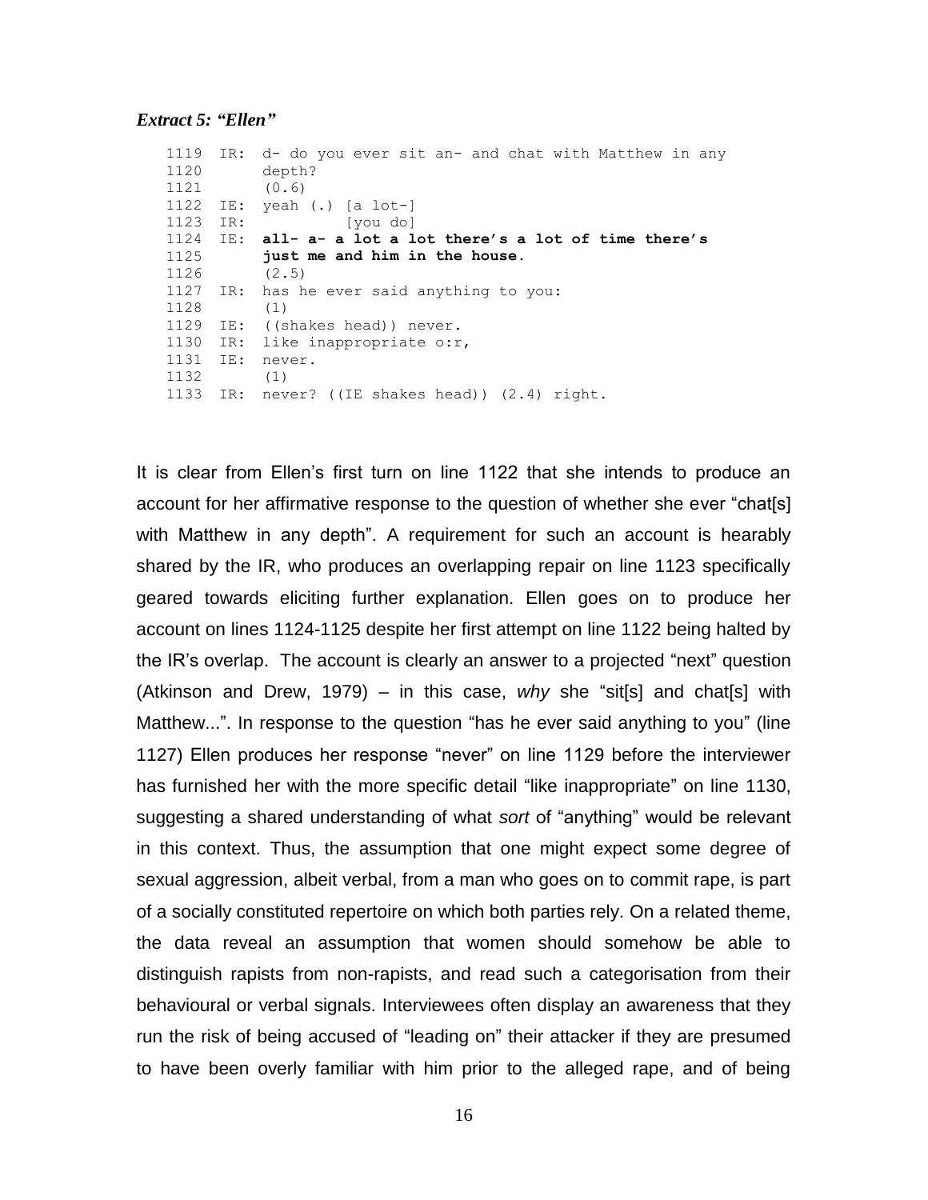***Extract 5: "Ellen"***

```
1119  IR:  d- do you ever sit an- and chat with Matthew in any
1120       depth?
1121       (0.6)
1122  IE:  yeah (.) [a lot-]
1123  IR:           [you do]
1124  IE:  all- a- a lot a lot there's a lot of time there's
1125       just me and him in the house.
1126       (2.5)
1127  IR:  has he ever said anything to you:
1128       (1)
1129  IE:  ((shakes head)) never.
1130  IR:  like inappropriate o:r,
1131  IE:  never.
1132       (1)
1133  IR:  never? ((IE shakes head)) (2.4) right.
```

It is clear from Ellen's first turn on line 1122 that she intends to produce an account for her affirmative response to the question of whether she ever "chat[s] with Matthew in any depth". A requirement for such an account is hearably shared by the IR, who produces an overlapping repair on line 1123 specifically geared towards eliciting further explanation. Ellen goes on to produce her account on lines 1124-1125 despite her first attempt on line 1122 being halted by the IR's overlap. The account is clearly an answer to a projected "next" question (Atkinson and Drew, 1979) – in this case, *why* she "sit[s] and chat[s] with Matthew...". In response to the question "has he ever said anything to you" (line 1127) Ellen produces her response "never" on line 1129 before the interviewer has furnished her with the more specific detail "like inappropriate" on line 1130, suggesting a shared understanding of what *sort* of "anything" would be relevant in this context. Thus, the assumption that one might expect some degree of sexual aggression, albeit verbal, from a man who goes on to commit rape, is part of a socially constituted repertoire on which both parties rely. On a related theme, the data reveal an assumption that women should somehow be able to distinguish rapists from non-rapists, and read such a categorisation from their behavioural or verbal signals. Interviewees often display an awareness that they run the risk of being accused of "leading on" their attacker if they are presumed to have been overly familiar with him prior to the alleged rape, and of being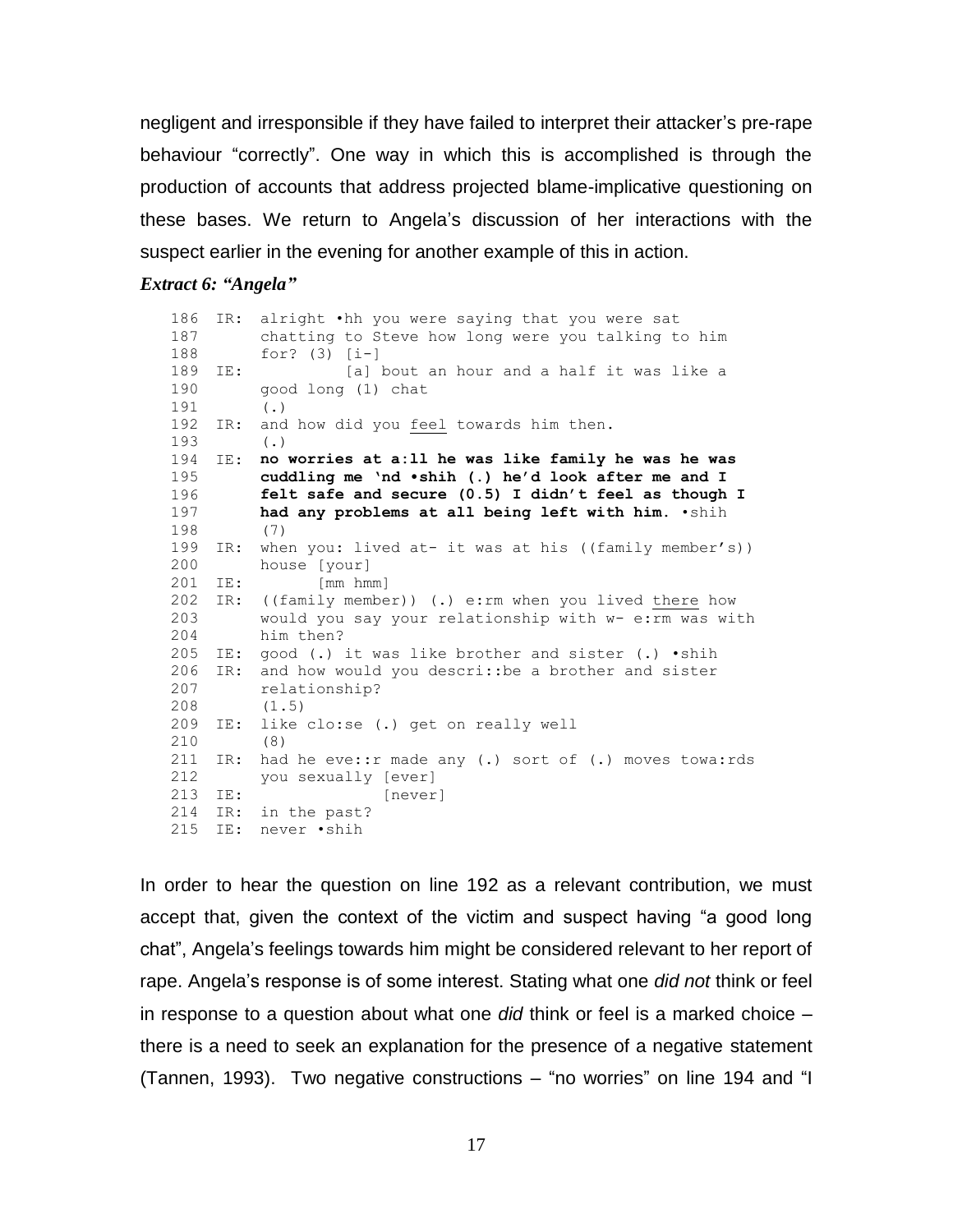negligent and irresponsible if they have failed to interpret their attacker's pre-rape behaviour "correctly". One way in which this is accomplished is through the production of accounts that address projected blame-implicative questioning on these bases. We return to Angela's discussion of her interactions with the suspect earlier in the evening for another example of this in action.

***Extract 6: "Angela"***

```
186  IR:  alright •hh you were saying that you were sat
187       chatting to Steve how long were you talking to him
188       for? (3) [i-]
189  IE:           [a] bout an hour and a half it was like a
190       good long (1) chat
191       (.)
192  IR:  and how did you feel towards him then.
193       (.)
194  IE:  no worries at a:ll he was like family he was he was
195       cuddling me 'nd •shih (.) he'd look after me and I
196       felt safe and secure (0.5) I didn't feel as though I
197       had any problems at all being left with him. •shih
198       (7)
199  IR:  when you: lived at- it was at his ((family member's))
200       house [your]
201  IE:        [mm hmm]
202  IR:  ((family member)) (.) e:rm when you lived there how
203       would you say your relationship with w- e:rm was with
204       him then?
205  IE:  good (.) it was like brother and sister (.) •shih
206  IR:  and how would you descri::be a brother and sister
207       relationship?
208       (1.5)
209  IE:  like clo:se (.) get on really well
210       (8)
211  IR:  had he eve::r made any (.) sort of (.) moves towa:rds
212       you sexually [ever]
213  IE:               [never]
214  IR:  in the past?
215  IE:  never •shih
```

In order to hear the question on line 192 as a relevant contribution, we must accept that, given the context of the victim and suspect having "a good long chat", Angela's feelings towards him might be considered relevant to her report of rape. Angela's response is of some interest. Stating what one *did not* think or feel in response to a question about what one *did* think or feel is a marked choice – there is a need to seek an explanation for the presence of a negative statement (Tannen, 1993). Two negative constructions – "no worries" on line 194 and "I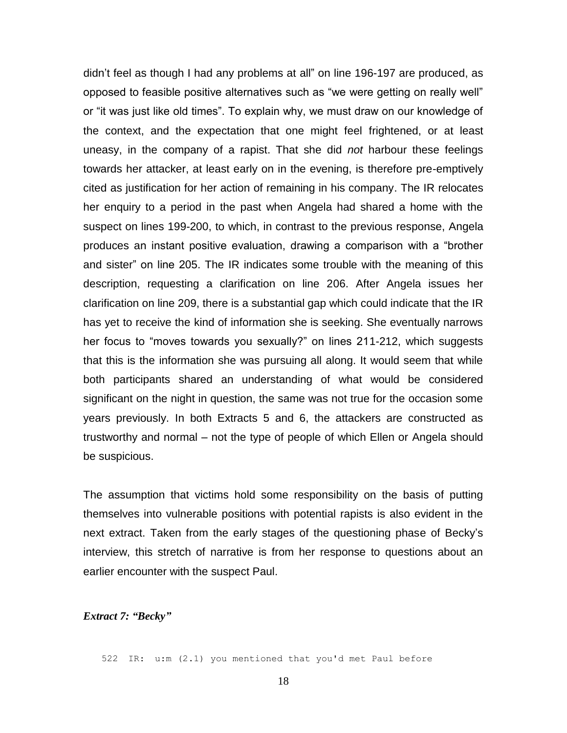didn't feel as though I had any problems at all" on line 196-197 are produced, as opposed to feasible positive alternatives such as "we were getting on really well" or "it was just like old times". To explain why, we must draw on our knowledge of the context, and the expectation that one might feel frightened, or at least uneasy, in the company of a rapist. That she did *not* harbour these feelings towards her attacker, at least early on in the evening, is therefore pre-emptively cited as justification for her action of remaining in his company. The IR relocates her enquiry to a period in the past when Angela had shared a home with the suspect on lines 199-200, to which, in contrast to the previous response, Angela produces an instant positive evaluation, drawing a comparison with a "brother and sister" on line 205. The IR indicates some trouble with the meaning of this description, requesting a clarification on line 206. After Angela issues her clarification on line 209, there is a substantial gap which could indicate that the IR has yet to receive the kind of information she is seeking. She eventually narrows her focus to "moves towards you sexually?" on lines 211-212, which suggests that this is the information she was pursuing all along. It would seem that while both participants shared an understanding of what would be considered significant on the night in question, the same was not true for the occasion some years previously. In both Extracts 5 and 6, the attackers are constructed as trustworthy and normal – not the type of people of which Ellen or Angela should be suspicious.

The assumption that victims hold some responsibility on the basis of putting themselves into vulnerable positions with potential rapists is also evident in the next extract. Taken from the early stages of the questioning phase of Becky's interview, this stretch of narrative is from her response to questions about an earlier encounter with the suspect Paul.

***Extract 7: "Becky"***

```
522  IR:  u:m (2.1) you mentioned that you'd met Paul before
```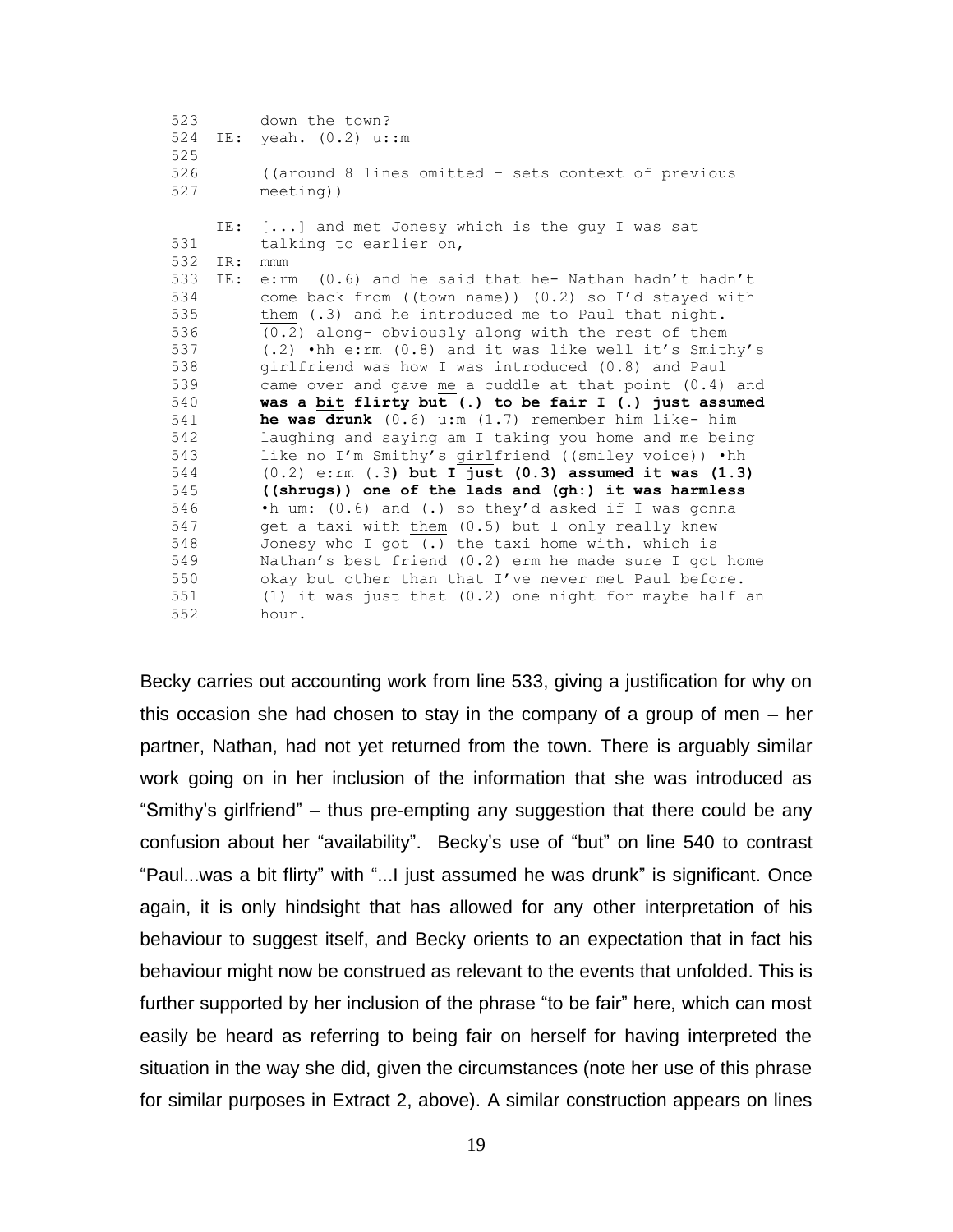```
523         down the town?
524   IE:   yeah. (0.2) u::m
525
526         ((around 8 lines omitted – sets context of previous
527         meeting))

      IE:   [...] and met Jonesy which is the guy I was sat
531         talking to earlier on,
532   IR:   mmm
533   IE:   e:rm  (0.6) and he said that he- Nathan hadn't hadn't
534         come back from ((town name)) (0.2) so I'd stayed with
535         them (.3) and he introduced me to Paul that night.
536         (0.2) along- obviously along with the rest of them
537         (.2) •hh e:rm (0.8) and it was like well it's Smithy's
538         girlfriend was how I was introduced (0.8) and Paul
539         came over and gave me a cuddle at that point (0.4) and
540         was a bit flirty but (.) to be fair I (.) just assumed
541         he was drunk (0.6) u:m (1.7) remember him like- him
542         laughing and saying am I taking you home and me being
543         like no I'm Smithy's girlfriend ((smiley voice)) •hh
544         (0.2) e:rm (.3) but I just (0.3) assumed it was (1.3)
545         ((shrugs)) one of the lads and (gh:) it was harmless
546         •h um: (0.6) and (.) so they'd asked if I was gonna
547         get a taxi with them (0.5) but I only really knew
548         Jonesy who I got (.) the taxi home with. which is
549         Nathan's best friend (0.2) erm he made sure I got home
550         okay but other than that I've never met Paul before.
551         (1) it was just that (0.2) one night for maybe half an
552         hour.
```

Becky carries out accounting work from line 533, giving a justification for why on this occasion she had chosen to stay in the company of a group of men – her partner, Nathan, had not yet returned from the town. There is arguably similar work going on in her inclusion of the information that she was introduced as "Smithy's girlfriend" – thus pre-empting any suggestion that there could be any confusion about her "availability". Becky's use of "but" on line 540 to contrast "Paul...was a bit flirty" with "...I just assumed he was drunk" is significant. Once again, it is only hindsight that has allowed for any other interpretation of his behaviour to suggest itself, and Becky orients to an expectation that in fact his behaviour might now be construed as relevant to the events that unfolded. This is further supported by her inclusion of the phrase "to be fair" here, which can most easily be heard as referring to being fair on herself for having interpreted the situation in the way she did, given the circumstances (note her use of this phrase for similar purposes in Extract 2, above). A similar construction appears on lines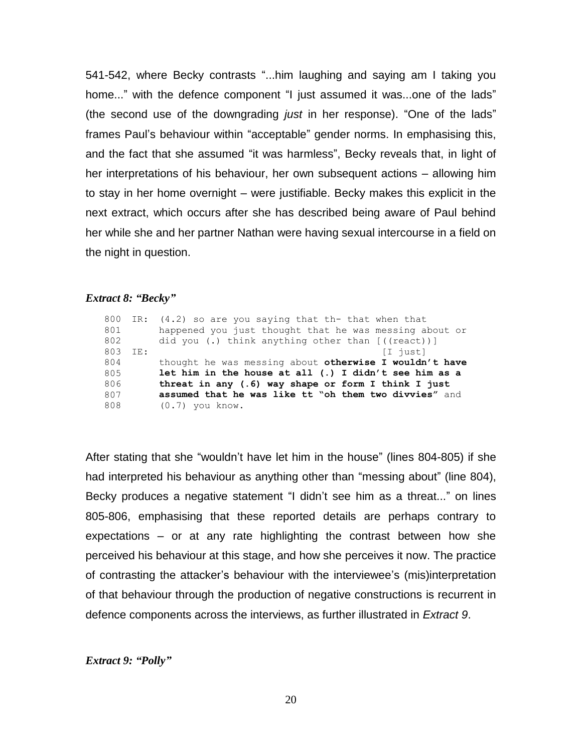541-542, where Becky contrasts "...him laughing and saying am I taking you home..." with the defence component "I just assumed it was...one of the lads" (the second use of the downgrading *just* in her response). "One of the lads" frames Paul's behaviour within "acceptable" gender norms. In emphasising this, and the fact that she assumed "it was harmless", Becky reveals that, in light of her interpretations of his behaviour, her own subsequent actions – allowing him to stay in her home overnight – were justifiable. Becky makes this explicit in the next extract, which occurs after she has described being aware of Paul behind her while she and her partner Nathan were having sexual intercourse in a field on the night in question.

***Extract 8: "Becky"***

```
800  IR:  (4.2) so are you saying that th- that when that
801       happened you just thought that he was messing about or
802       did you (.) think anything other than [((react))]
803  IE:                                        [I just]
804       thought he was messing about otherwise I wouldn't have
805       let him in the house at all (.) I didn't see him as a
806       threat in any (.6) way shape or form I think I just
807       assumed that he was like tt "oh them two divvies" and
808       (0.7) you know.
```

After stating that she "wouldn't have let him in the house" (lines 804-805) if she had interpreted his behaviour as anything other than "messing about" (line 804), Becky produces a negative statement "I didn't see him as a threat..." on lines 805-806, emphasising that these reported details are perhaps contrary to expectations – or at any rate highlighting the contrast between how she perceived his behaviour at this stage, and how she perceives it now. The practice of contrasting the attacker's behaviour with the interviewee's (mis)interpretation of that behaviour through the production of negative constructions is recurrent in defence components across the interviews, as further illustrated in *Extract 9*.

***Extract 9: "Polly"***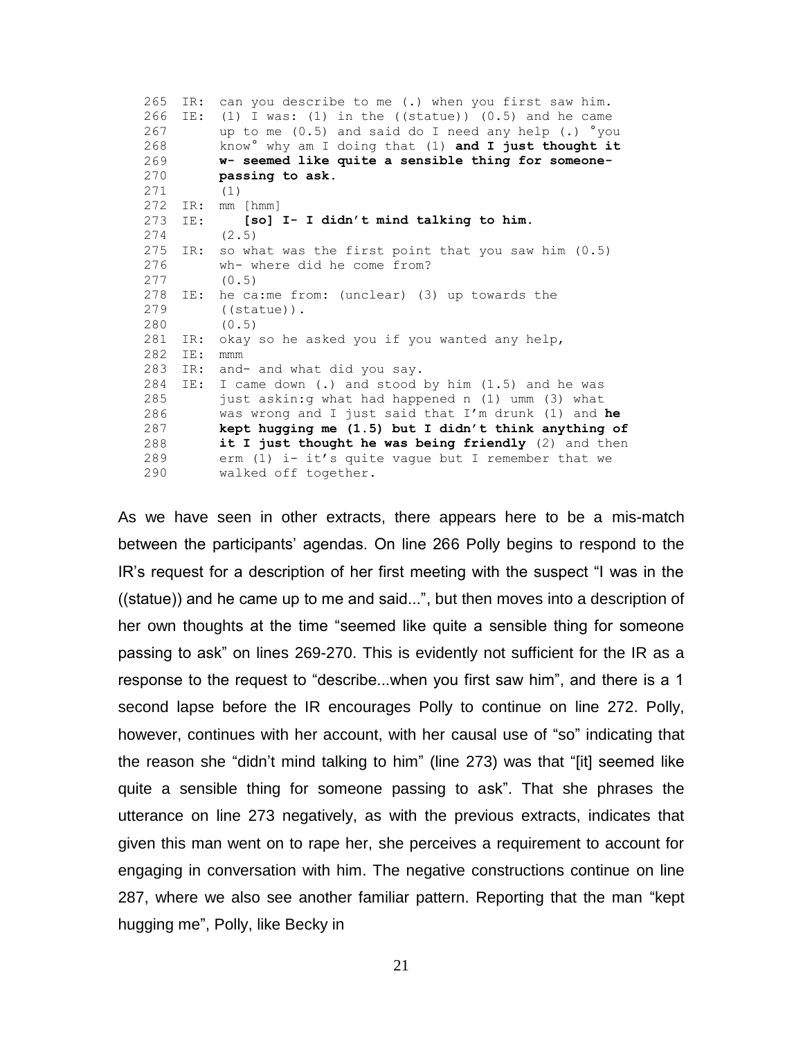```
265  IR:  can you describe to me (.) when you first saw him.
266  IE:  (1) I was: (1) in the ((statue)) (0.5) and he came
267       up to me (0.5) and said do I need any help (.) °you
268       know° why am I doing that (1) and I just thought it
269       w- seemed like quite a sensible thing for someone-
270       passing to ask.
271       (1)
272  IR:  mm [hmm]
273  IE:     [so] I- I didn't mind talking to him.
274       (2.5)
275  IR:  so what was the first point that you saw him (0.5)
276       wh- where did he come from?
277       (0.5)
278  IE:  he ca:me from: (unclear) (3) up towards the
279       ((statue)).
280       (0.5)
281  IR:  okay so he asked you if you wanted any help,
282  IE:  mmm
283  IR:  and- and what did you say.
284  IE:  I came down (.) and stood by him (1.5) and he was
285       just askin:g what had happened n (1) umm (3) what
286       was wrong and I just said that I'm drunk (1) and he
287       kept hugging me (1.5) but I didn't think anything of
288       it I just thought he was being friendly (2) and then
289       erm (1) i- it's quite vague but I remember that we
290       walked off together.
```

As we have seen in other extracts, there appears here to be a mis-match between the participants' agendas. On line 266 Polly begins to respond to the IR's request for a description of her first meeting with the suspect "I was in the ((statue)) and he came up to me and said...", but then moves into a description of her own thoughts at the time "seemed like quite a sensible thing for someone passing to ask" on lines 269-270. This is evidently not sufficient for the IR as a response to the request to "describe...when you first saw him", and there is a 1 second lapse before the IR encourages Polly to continue on line 272. Polly, however, continues with her account, with her causal use of "so" indicating that the reason she "didn't mind talking to him" (line 273) was that "[it] seemed like quite a sensible thing for someone passing to ask". That she phrases the utterance on line 273 negatively, as with the previous extracts, indicates that given this man went on to rape her, she perceives a requirement to account for engaging in conversation with him. The negative constructions continue on line 287, where we also see another familiar pattern. Reporting that the man "kept hugging me", Polly, like Becky in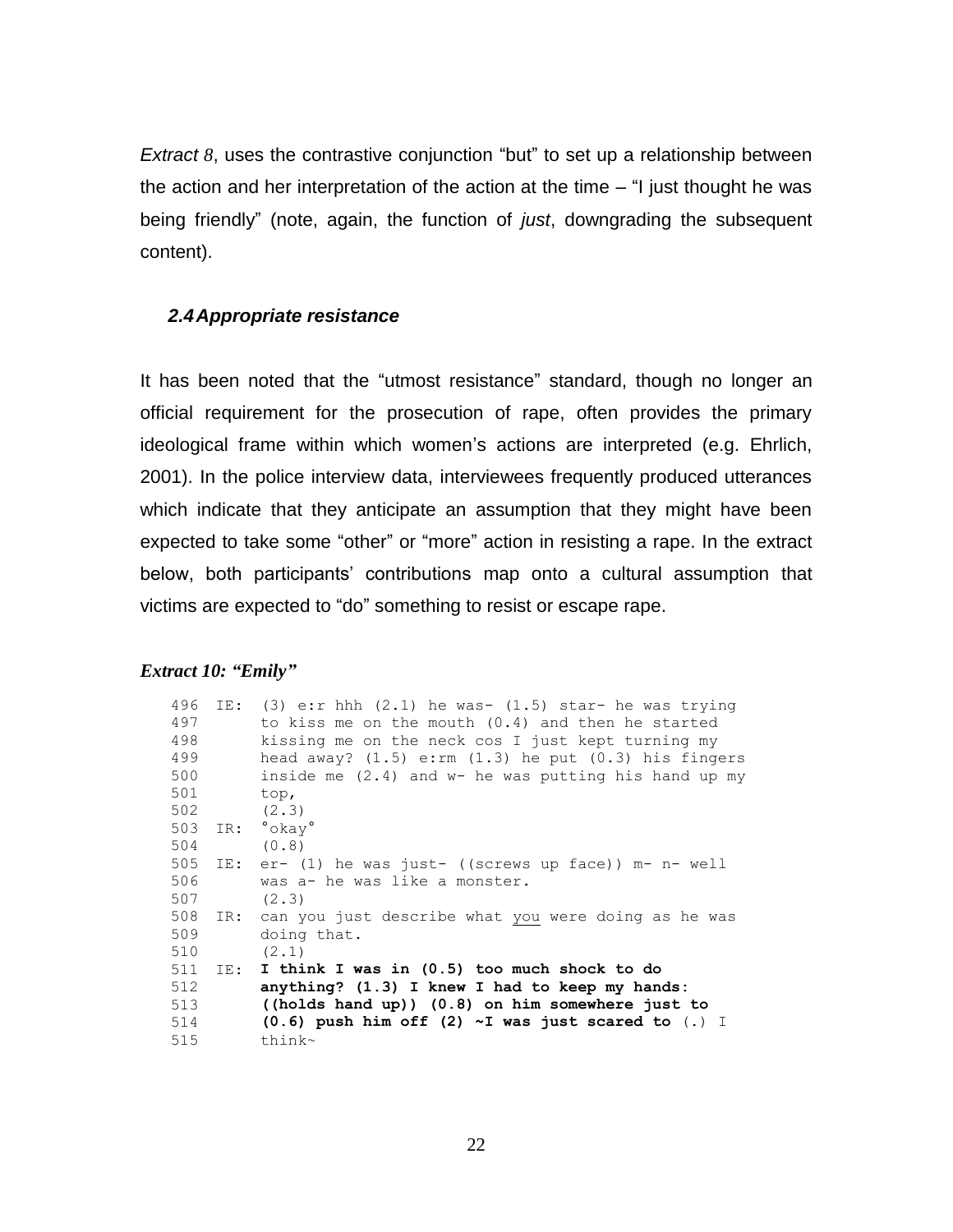*Extract 8*, uses the contrastive conjunction "but" to set up a relationship between the action and her interpretation of the action at the time – "I just thought he was being friendly" (note, again, the function of *just*, downgrading the subsequent content).

### *2.4 Appropriate resistance*

It has been noted that the "utmost resistance" standard, though no longer an official requirement for the prosecution of rape, often provides the primary ideological frame within which women's actions are interpreted (e.g. Ehrlich, 2001). In the police interview data, interviewees frequently produced utterances which indicate that they anticipate an assumption that they might have been expected to take some "other" or "more" action in resisting a rape. In the extract below, both participants' contributions map onto a cultural assumption that victims are expected to "do" something to resist or escape rape.

***Extract 10: "Emily"***

```
496  IE:  (3) e:r hhh (2.1) he was- (1.5) star- he was trying
497       to kiss me on the mouth (0.4) and then he started
498       kissing me on the neck cos I just kept turning my
499       head away? (1.5) e:rm (1.3) he put (0.3) his fingers
500       inside me (2.4) and w- he was putting his hand up my
501       top,
502       (2.3)
503  IR:  °okay°
504       (0.8)
505  IE:  er- (1) he was just- ((screws up face)) m- n- well
506       was a- he was like a monster.
507       (2.3)
508  IR:  can you just describe what you were doing as he was
509       doing that.
510       (2.1)
511  IE:  I think I was in (0.5) too much shock to do
512       anything? (1.3) I knew I had to keep my hands:
513       ((holds hand up)) (0.8) on him somewhere just to
514       (0.6) push him off (2) ~I was just scared to (.) I
515       think~
```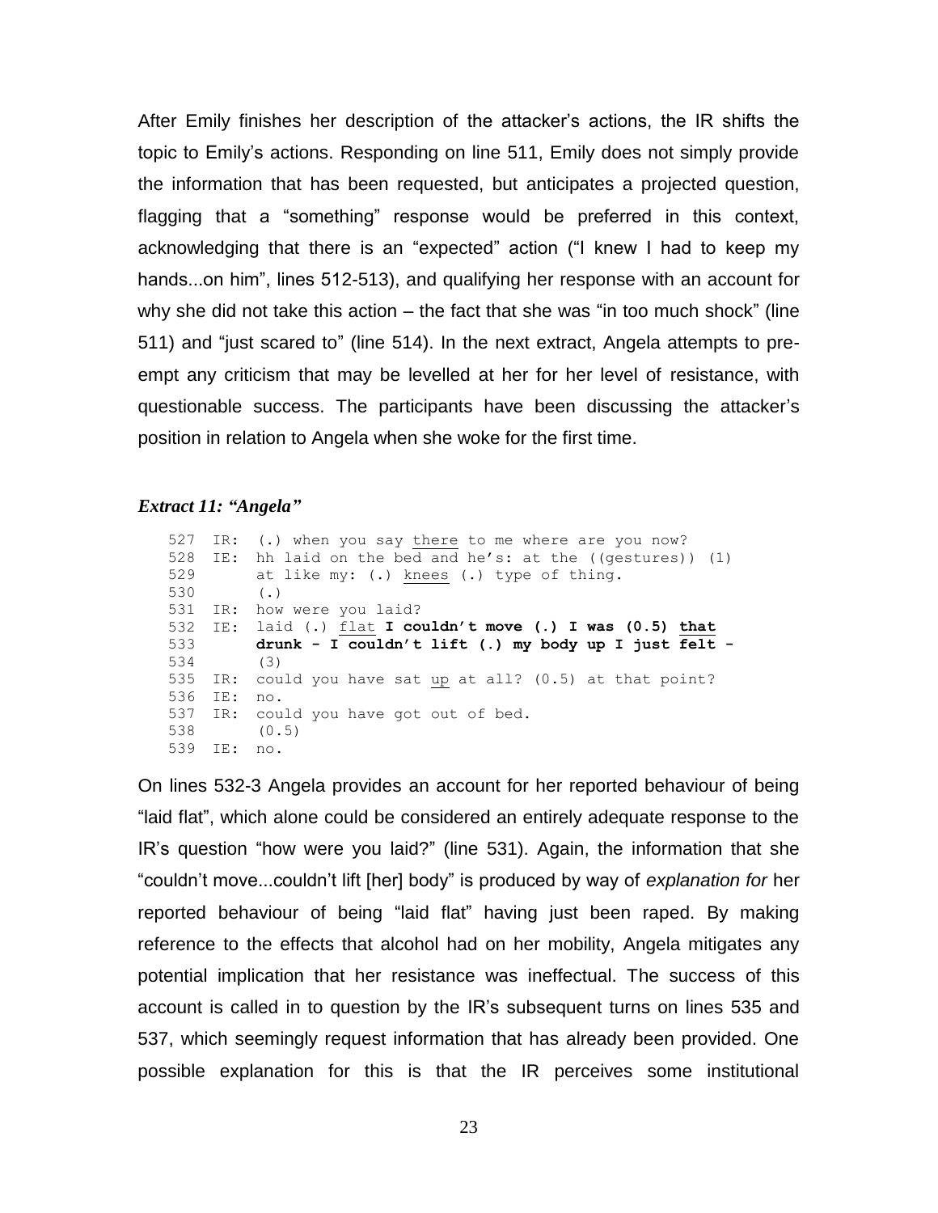After Emily finishes her description of the attacker's actions, the IR shifts the topic to Emily's actions. Responding on line 511, Emily does not simply provide the information that has been requested, but anticipates a projected question, flagging that a "something" response would be preferred in this context, acknowledging that there is an "expected" action ("I knew I had to keep my hands...on him", lines 512-513), and qualifying her response with an account for why she did not take this action – the fact that she was "in too much shock" (line 511) and "just scared to" (line 514). In the next extract, Angela attempts to pre-empt any criticism that may be levelled at her for her level of resistance, with questionable success. The participants have been discussing the attacker's position in relation to Angela when she woke for the first time.

***Extract 11: "Angela"***

```
527  IR:  (.) when you say there to me where are you now?
528  IE:  hh laid on the bed and he's: at the ((gestures)) (1)
529       at like my: (.) knees (.) type of thing.
530       (.)
531  IR:  how were you laid?
532  IE:  laid (.) flat I couldn't move (.) I was (0.5) that
533       drunk - I couldn't lift (.) my body up I just felt -
534       (3)
535  IR:  could you have sat up at all? (0.5) at that point?
536  IE:  no.
537  IR:  could you have got out of bed.
538       (0.5)
539  IE:  no.
```

On lines 532-3 Angela provides an account for her reported behaviour of being "laid flat", which alone could be considered an entirely adequate response to the IR's question "how were you laid?" (line 531). Again, the information that she "couldn't move...couldn't lift [her] body" is produced by way of *explanation for* her reported behaviour of being "laid flat" having just been raped. By making reference to the effects that alcohol had on her mobility, Angela mitigates any potential implication that her resistance was ineffectual. The success of this account is called in to question by the IR's subsequent turns on lines 535 and 537, which seemingly request information that has already been provided. One possible explanation for this is that the IR perceives some institutional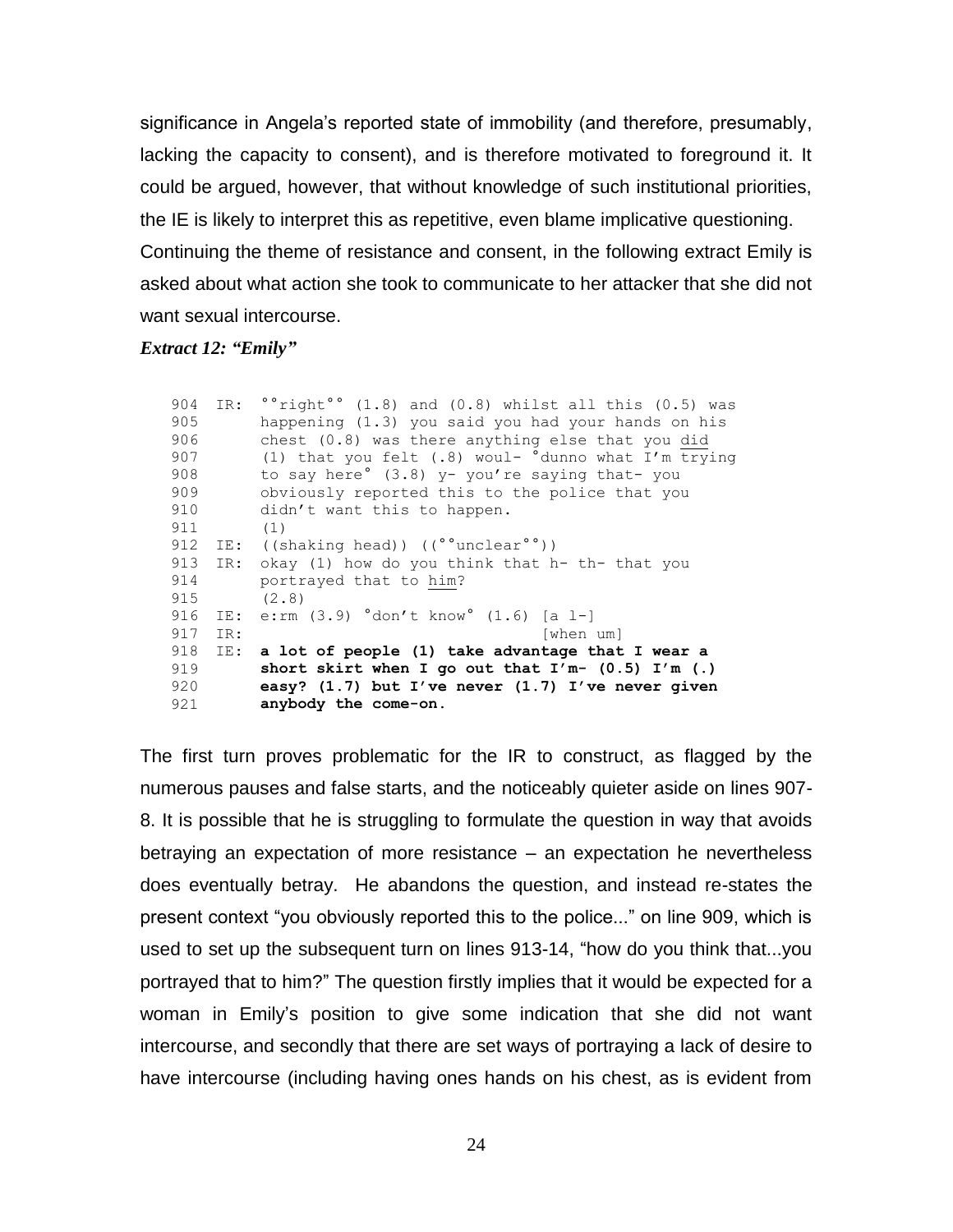significance in Angela's reported state of immobility (and therefore, presumably, lacking the capacity to consent), and is therefore motivated to foreground it. It could be argued, however, that without knowledge of such institutional priorities, the IE is likely to interpret this as repetitive, even blame implicative questioning. Continuing the theme of resistance and consent, in the following extract Emily is asked about what action she took to communicate to her attacker that she did not want sexual intercourse.

***Extract 12: "Emily"***

```
904  IR:  °°right°° (1.8) and (0.8) whilst all this (0.5) was
905       happening (1.3) you said you had your hands on his
906       chest (0.8) was there anything else that you did
907       (1) that you felt (.8) woul- °dunno what I'm trying
908       to say here° (3.8) y- you're saying that- you
909       obviously reported this to the police that you
910       didn't want this to happen.
911       (1)
912  IE:  ((shaking head)) ((°°unclear°°))
913  IR:  okay (1) how do you think that h- th- that you
914       portrayed that to him?
915       (2.8)
916  IE:  e:rm (3.9) °don't know° (1.6) [a l-]
917  IR:                                [when um]
918  IE:  a lot of people (1) take advantage that I wear a
919       short skirt when I go out that I'm- (0.5) I'm (.)
920       easy? (1.7) but I've never (1.7) I've never given
921       anybody the come-on.
```

The first turn proves problematic for the IR to construct, as flagged by the numerous pauses and false starts, and the noticeably quieter aside on lines 907-8. It is possible that he is struggling to formulate the question in way that avoids betraying an expectation of more resistance – an expectation he nevertheless does eventually betray. He abandons the question, and instead re-states the present context "you obviously reported this to the police..." on line 909, which is used to set up the subsequent turn on lines 913-14, "how do you think that...you portrayed that to him?" The question firstly implies that it would be expected for a woman in Emily's position to give some indication that she did not want intercourse, and secondly that there are set ways of portraying a lack of desire to have intercourse (including having ones hands on his chest, as is evident from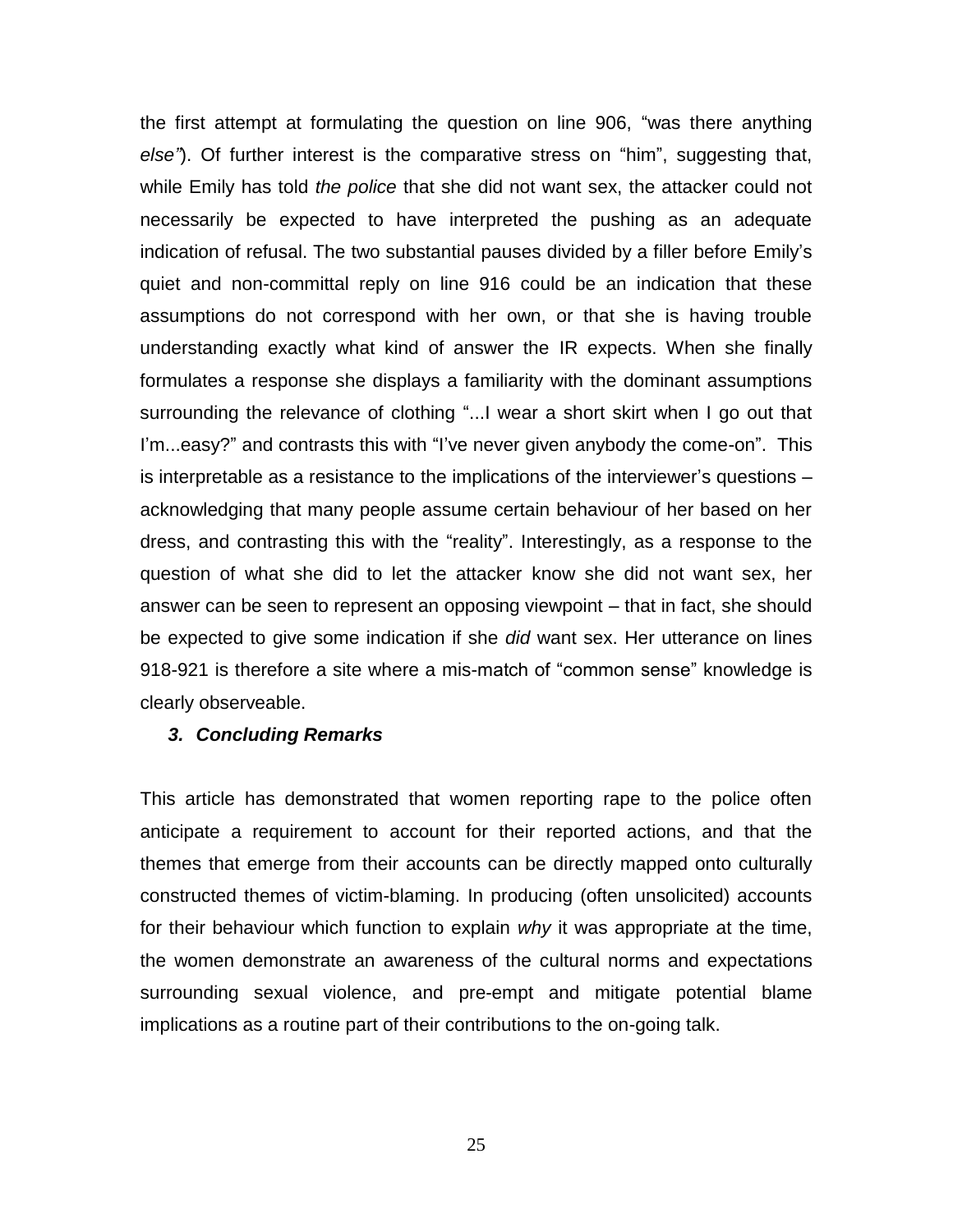the first attempt at formulating the question on line 906, "was there anything *else"*). Of further interest is the comparative stress on "him", suggesting that, while Emily has told *the police* that she did not want sex, the attacker could not necessarily be expected to have interpreted the pushing as an adequate indication of refusal. The two substantial pauses divided by a filler before Emily's quiet and non-committal reply on line 916 could be an indication that these assumptions do not correspond with her own, or that she is having trouble understanding exactly what kind of answer the IR expects. When she finally formulates a response she displays a familiarity with the dominant assumptions surrounding the relevance of clothing "...I wear a short skirt when I go out that I'm...easy?" and contrasts this with "I've never given anybody the come-on". This is interpretable as a resistance to the implications of the interviewer's questions – acknowledging that many people assume certain behaviour of her based on her dress, and contrasting this with the "reality". Interestingly, as a response to the question of what she did to let the attacker know she did not want sex, her answer can be seen to represent an opposing viewpoint – that in fact, she should be expected to give some indication if she *did* want sex. Her utterance on lines 918-921 is therefore a site where a mis-match of "common sense" knowledge is clearly observeable.

### *3. Concluding Remarks*

This article has demonstrated that women reporting rape to the police often anticipate a requirement to account for their reported actions, and that the themes that emerge from their accounts can be directly mapped onto culturally constructed themes of victim-blaming. In producing (often unsolicited) accounts for their behaviour which function to explain *why* it was appropriate at the time, the women demonstrate an awareness of the cultural norms and expectations surrounding sexual violence, and pre-empt and mitigate potential blame implications as a routine part of their contributions to the on-going talk.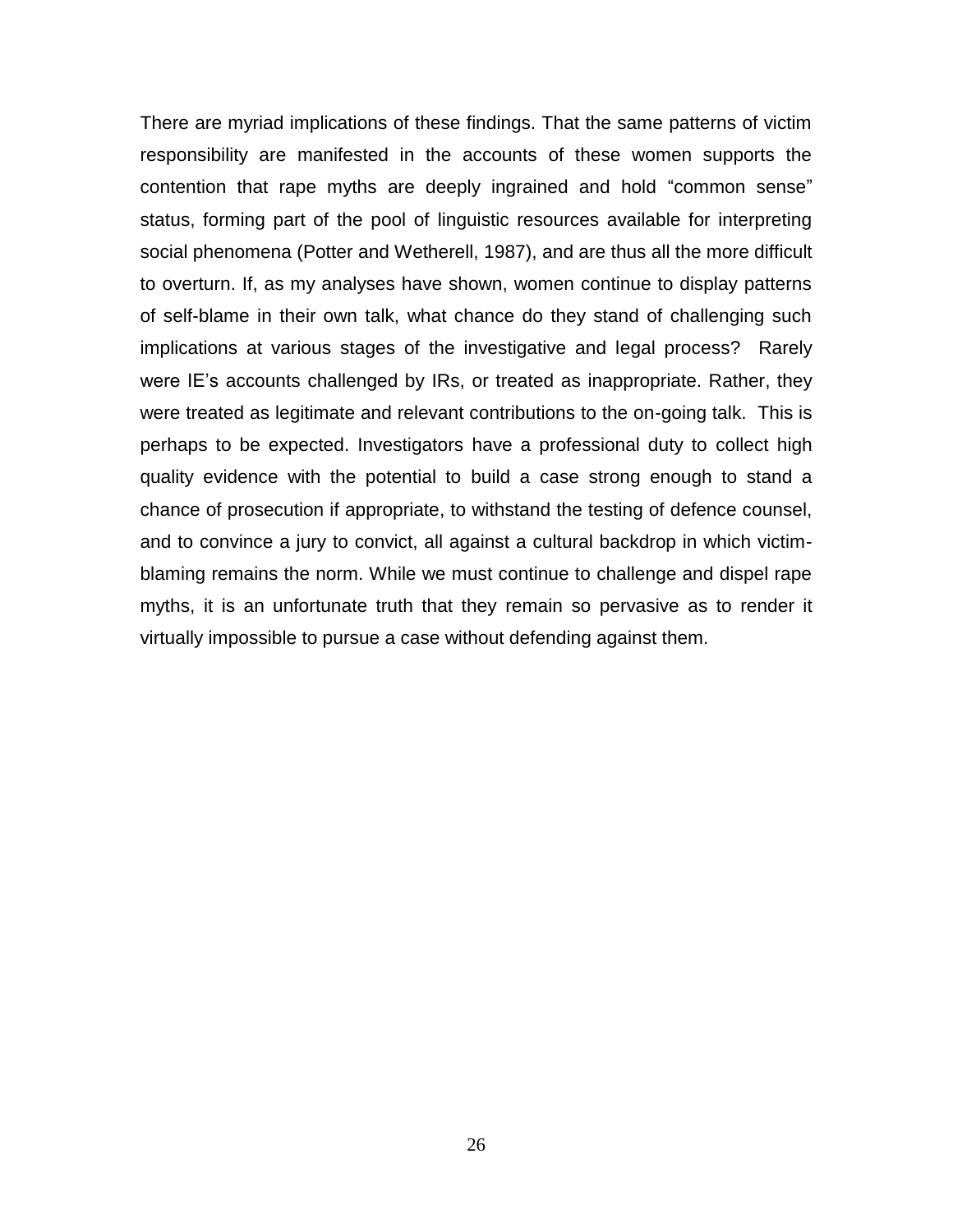There are myriad implications of these findings. That the same patterns of victim responsibility are manifested in the accounts of these women supports the contention that rape myths are deeply ingrained and hold "common sense" status, forming part of the pool of linguistic resources available for interpreting social phenomena (Potter and Wetherell, 1987), and are thus all the more difficult to overturn. If, as my analyses have shown, women continue to display patterns of self-blame in their own talk, what chance do they stand of challenging such implications at various stages of the investigative and legal process? Rarely were IE's accounts challenged by IRs, or treated as inappropriate. Rather, they were treated as legitimate and relevant contributions to the on-going talk. This is perhaps to be expected. Investigators have a professional duty to collect high quality evidence with the potential to build a case strong enough to stand a chance of prosecution if appropriate, to withstand the testing of defence counsel, and to convince a jury to convict, all against a cultural backdrop in which victim-blaming remains the norm. While we must continue to challenge and dispel rape myths, it is an unfortunate truth that they remain so pervasive as to render it virtually impossible to pursue a case without defending against them.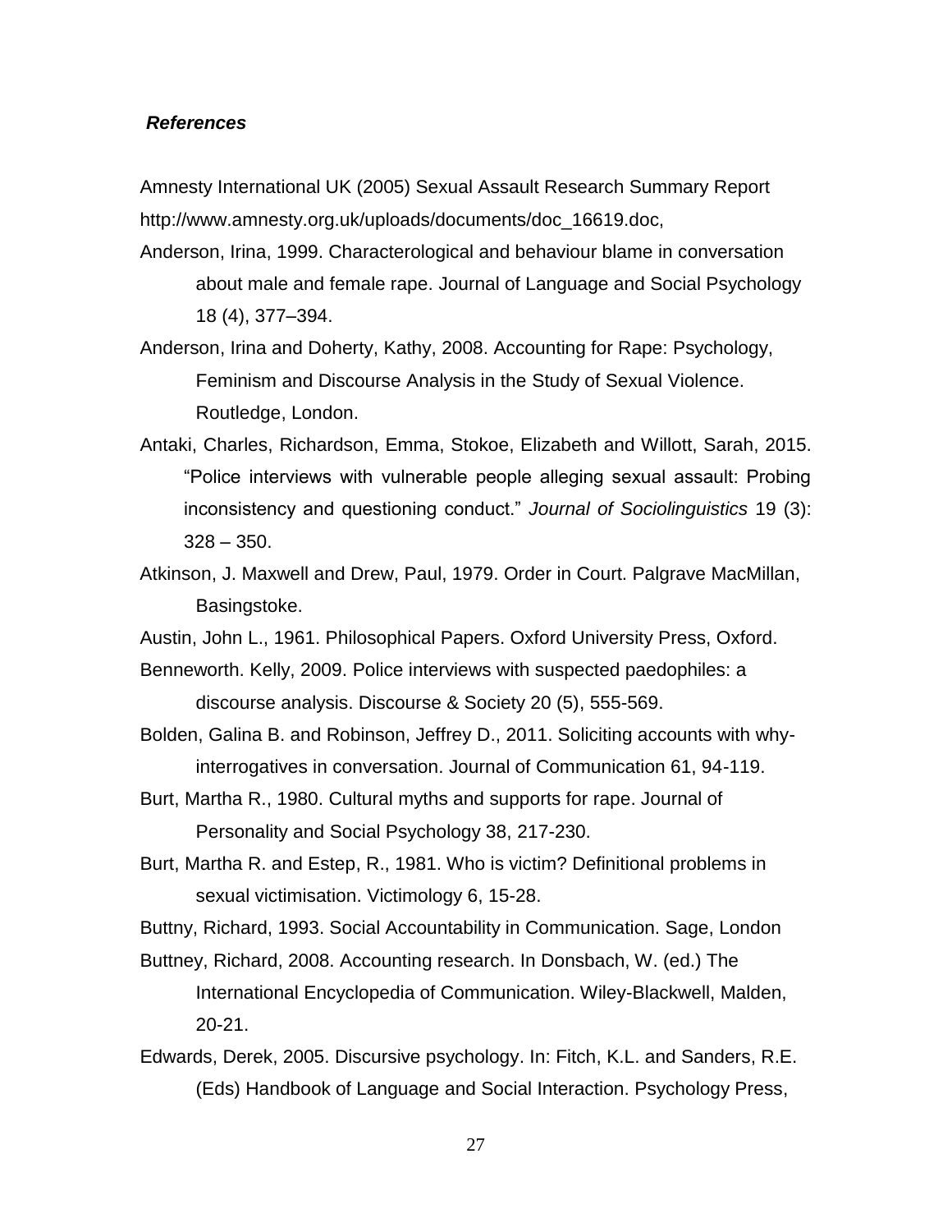### *References*

Amnesty International UK (2005) Sexual Assault Research Summary Report http://www.amnesty.org.uk/uploads/documents/doc_16619.doc,

Anderson, Irina, 1999. Characterological and behaviour blame in conversation about male and female rape. Journal of Language and Social Psychology 18 (4), 377–394.

Anderson, Irina and Doherty, Kathy, 2008. Accounting for Rape: Psychology, Feminism and Discourse Analysis in the Study of Sexual Violence. Routledge, London.

Antaki, Charles, Richardson, Emma, Stokoe, Elizabeth and Willott, Sarah, 2015. "Police interviews with vulnerable people alleging sexual assault: Probing inconsistency and questioning conduct." *Journal of Sociolinguistics* 19 (3): 328 – 350.

Atkinson, J. Maxwell and Drew, Paul, 1979. Order in Court. Palgrave MacMillan, Basingstoke.

Austin, John L., 1961. Philosophical Papers. Oxford University Press, Oxford.

Benneworth. Kelly, 2009. Police interviews with suspected paedophiles: a discourse analysis. Discourse & Society 20 (5), 555-569.

Bolden, Galina B. and Robinson, Jeffrey D., 2011. Soliciting accounts with why-interrogatives in conversation. Journal of Communication 61, 94-119.

Burt, Martha R., 1980. Cultural myths and supports for rape. Journal of Personality and Social Psychology 38, 217-230.

Burt, Martha R. and Estep, R., 1981. Who is victim? Definitional problems in sexual victimisation. Victimology 6, 15-28.

Buttny, Richard, 1993. Social Accountability in Communication. Sage, London

Buttney, Richard, 2008. Accounting research. In Donsbach, W. (ed.) The International Encyclopedia of Communication. Wiley-Blackwell, Malden, 20-21.

Edwards, Derek, 2005. Discursive psychology. In: Fitch, K.L. and Sanders, R.E. (Eds) Handbook of Language and Social Interaction. Psychology Press,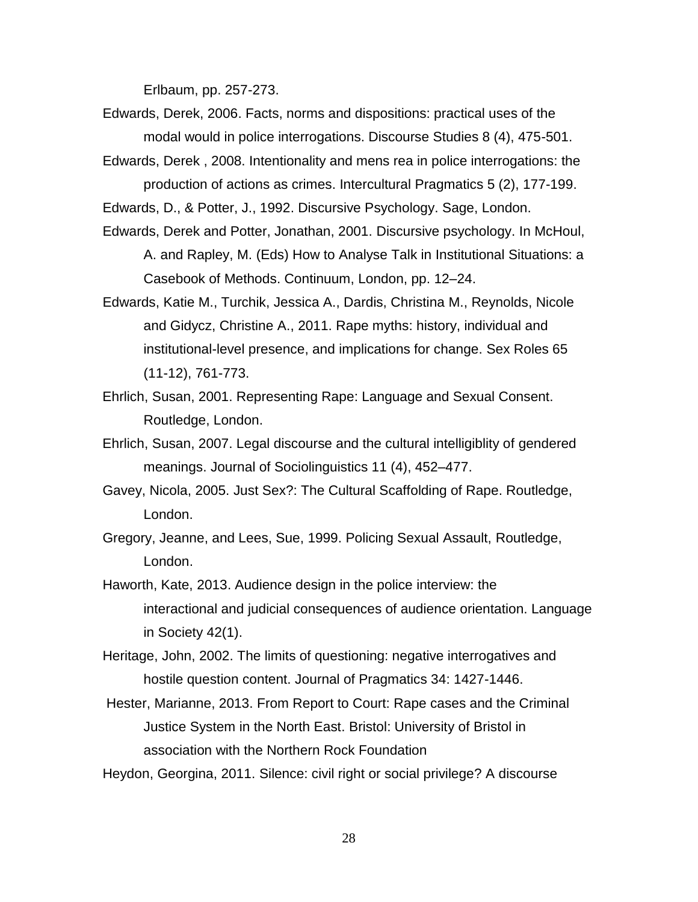Erlbaum, pp. 257-273.

Edwards, Derek, 2006. Facts, norms and dispositions: practical uses of the modal would in police interrogations. Discourse Studies 8 (4), 475-501.

Edwards, Derek , 2008. Intentionality and mens rea in police interrogations: the production of actions as crimes. Intercultural Pragmatics 5 (2), 177-199.

Edwards, D., & Potter, J., 1992. Discursive Psychology. Sage, London.

Edwards, Derek and Potter, Jonathan, 2001. Discursive psychology. In McHoul, A. and Rapley, M. (Eds) How to Analyse Talk in Institutional Situations: a Casebook of Methods. Continuum, London, pp. 12–24.

Edwards, Katie M., Turchik, Jessica A., Dardis, Christina M., Reynolds, Nicole and Gidycz, Christine A., 2011. Rape myths: history, individual and institutional-level presence, and implications for change. Sex Roles 65 (11-12), 761-773.

Ehrlich, Susan, 2001. Representing Rape: Language and Sexual Consent. Routledge, London.

Ehrlich, Susan, 2007. Legal discourse and the cultural intelligiblity of gendered meanings. Journal of Sociolinguistics 11 (4), 452–477.

Gavey, Nicola, 2005. Just Sex?: The Cultural Scaffolding of Rape. Routledge, London.

Gregory, Jeanne, and Lees, Sue, 1999. Policing Sexual Assault, Routledge, London.

Haworth, Kate, 2013. Audience design in the police interview: the interactional and judicial consequences of audience orientation. Language in Society 42(1).

Heritage, John, 2002. The limits of questioning: negative interrogatives and hostile question content. Journal of Pragmatics 34: 1427-1446.

Hester, Marianne, 2013. From Report to Court: Rape cases and the Criminal Justice System in the North East. Bristol: University of Bristol in association with the Northern Rock Foundation

Heydon, Georgina, 2011. Silence: civil right or social privilege? A discourse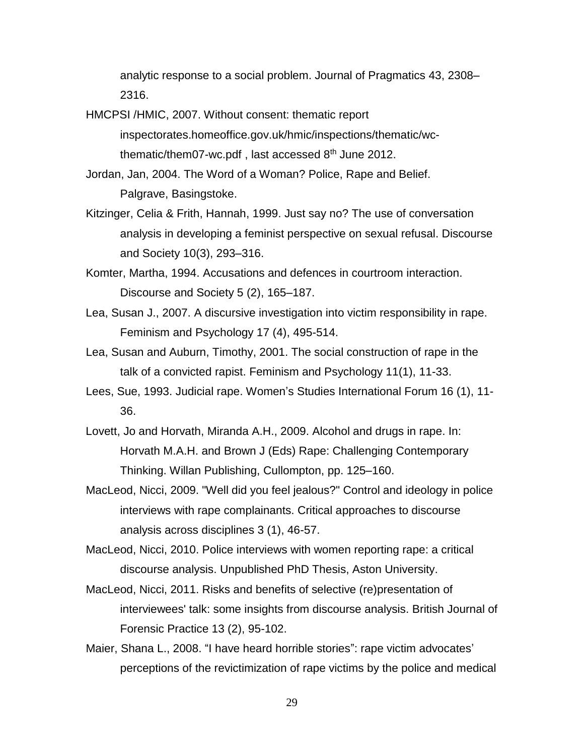analytic response to a social problem. Journal of Pragmatics 43, 2308–2316.

HMCPSI /HMIC, 2007. Without consent: thematic report inspectorates.homeoffice.gov.uk/hmic/inspections/thematic/wc-thematic/them07-wc.pdf , last accessed 8th June 2012.

Jordan, Jan, 2004. The Word of a Woman? Police, Rape and Belief. Palgrave, Basingstoke.

Kitzinger, Celia & Frith, Hannah, 1999. Just say no? The use of conversation analysis in developing a feminist perspective on sexual refusal. Discourse and Society 10(3), 293–316.

Komter, Martha, 1994. Accusations and defences in courtroom interaction. Discourse and Society 5 (2), 165–187.

Lea, Susan J., 2007. A discursive investigation into victim responsibility in rape. Feminism and Psychology 17 (4), 495-514.

Lea, Susan and Auburn, Timothy, 2001. The social construction of rape in the talk of a convicted rapist. Feminism and Psychology 11(1), 11-33.

Lees, Sue, 1993. Judicial rape. Women's Studies International Forum 16 (1), 11-36.

Lovett, Jo and Horvath, Miranda A.H., 2009. Alcohol and drugs in rape. In: Horvath M.A.H. and Brown J (Eds) Rape: Challenging Contemporary Thinking. Willan Publishing, Cullompton, pp. 125–160.

MacLeod, Nicci, 2009. "Well did you feel jealous?" Control and ideology in police interviews with rape complainants. Critical approaches to discourse analysis across disciplines 3 (1), 46-57.

MacLeod, Nicci, 2010. Police interviews with women reporting rape: a critical discourse analysis. Unpublished PhD Thesis, Aston University.

MacLeod, Nicci, 2011. Risks and benefits of selective (re)presentation of interviewees' talk: some insights from discourse analysis. British Journal of Forensic Practice 13 (2), 95-102.

Maier, Shana L., 2008. "I have heard horrible stories": rape victim advocates' perceptions of the revictimization of rape victims by the police and medical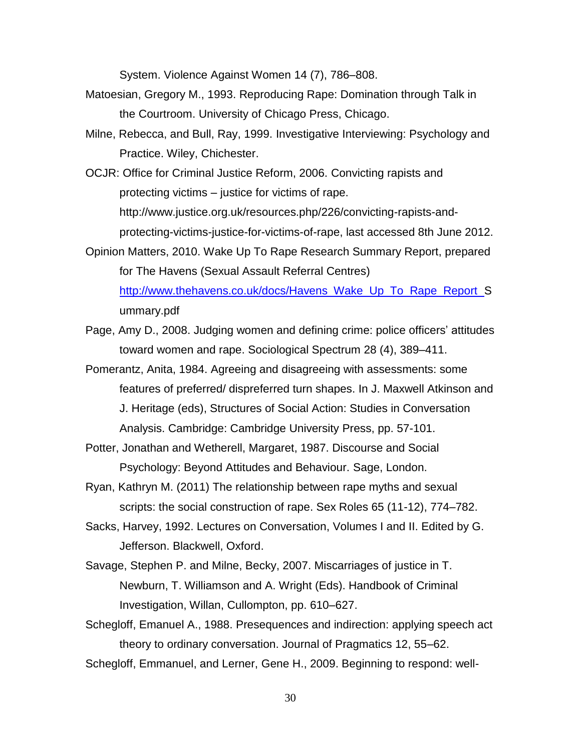System. Violence Against Women 14 (7), 786–808.

Matoesian, Gregory M., 1993. Reproducing Rape: Domination through Talk in the Courtroom. University of Chicago Press, Chicago.

Milne, Rebecca, and Bull, Ray, 1999. Investigative Interviewing: Psychology and Practice. Wiley, Chichester.

OCJR: Office for Criminal Justice Reform, 2006. Convicting rapists and protecting victims – justice for victims of rape. http://www.justice.org.uk/resources.php/226/convicting-rapists-and-protecting-victims-justice-for-victims-of-rape, last accessed 8th June 2012.

Opinion Matters, 2010. Wake Up To Rape Research Summary Report, prepared for The Havens (Sexual Assault Referral Centres) http://www.thehavens.co.uk/docs/Havens_Wake_Up_To_Rape_Report_Summary.pdf

Page, Amy D., 2008. Judging women and defining crime: police officers' attitudes toward women and rape. Sociological Spectrum 28 (4), 389–411.

Pomerantz, Anita, 1984. Agreeing and disagreeing with assessments: some features of preferred/ dispreferred turn shapes. In J. Maxwell Atkinson and J. Heritage (eds), Structures of Social Action: Studies in Conversation Analysis. Cambridge: Cambridge University Press, pp. 57-101.

Potter, Jonathan and Wetherell, Margaret, 1987. Discourse and Social Psychology: Beyond Attitudes and Behaviour. Sage, London.

Ryan, Kathryn M. (2011) The relationship between rape myths and sexual scripts: the social construction of rape. Sex Roles 65 (11-12), 774–782.

Sacks, Harvey, 1992. Lectures on Conversation, Volumes I and II. Edited by G. Jefferson. Blackwell, Oxford.

Savage, Stephen P. and Milne, Becky, 2007. Miscarriages of justice in T. Newburn, T. Williamson and A. Wright (Eds). Handbook of Criminal Investigation, Willan, Cullompton, pp. 610–627.

Schegloff, Emanuel A., 1988. Presequences and indirection: applying speech act theory to ordinary conversation. Journal of Pragmatics 12, 55–62.

Schegloff, Emmanuel, and Lerner, Gene H., 2009. Beginning to respond: well-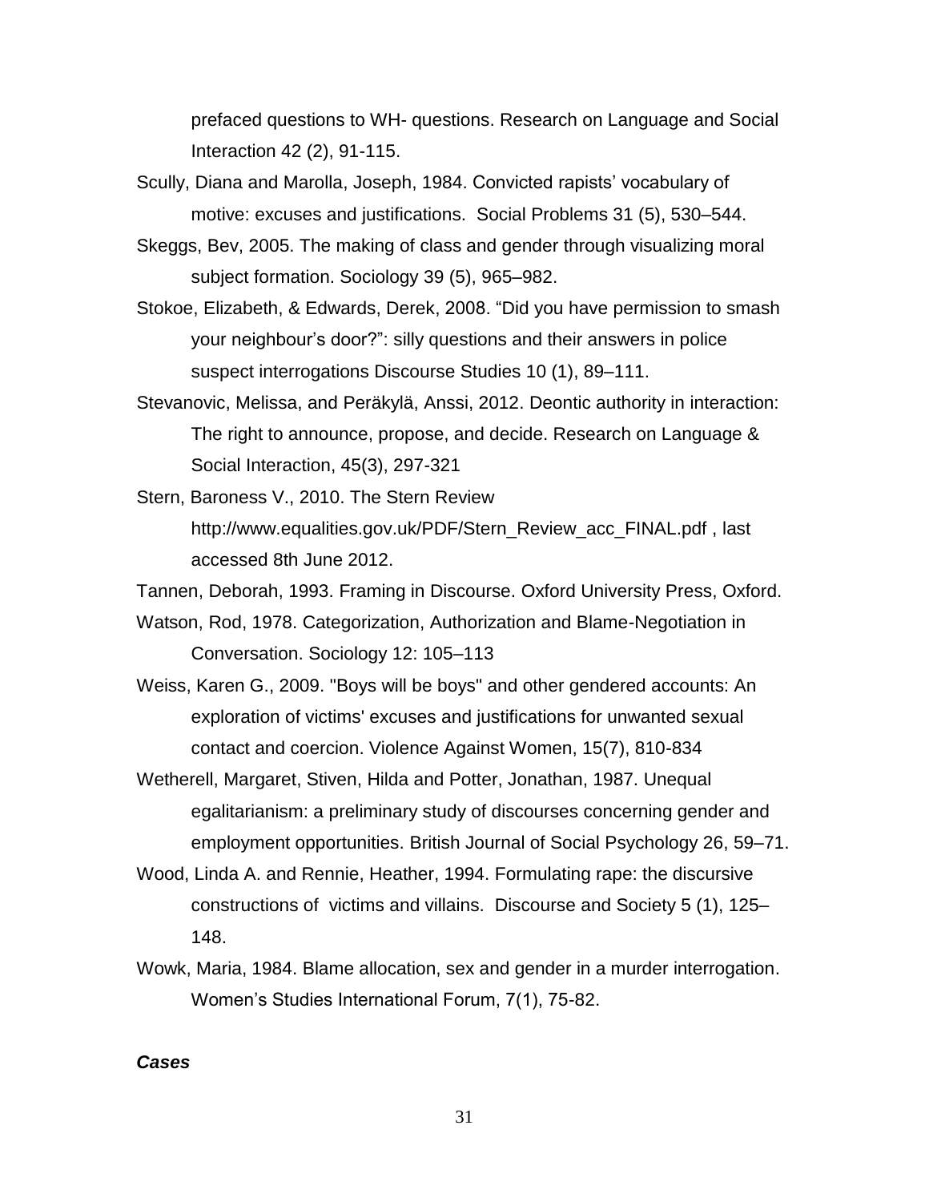prefaced questions to WH- questions. Research on Language and Social Interaction 42 (2), 91-115.

Scully, Diana and Marolla, Joseph, 1984. Convicted rapists' vocabulary of motive: excuses and justifications. Social Problems 31 (5), 530–544.

Skeggs, Bev, 2005. The making of class and gender through visualizing moral subject formation. Sociology 39 (5), 965–982.

Stokoe, Elizabeth, & Edwards, Derek, 2008. "Did you have permission to smash your neighbour's door?": silly questions and their answers in police suspect interrogations Discourse Studies 10 (1), 89–111.

Stevanovic, Melissa, and Peräkylä, Anssi, 2012. Deontic authority in interaction: The right to announce, propose, and decide. Research on Language & Social Interaction, 45(3), 297-321

Stern, Baroness V., 2010. The Stern Review http://www.equalities.gov.uk/PDF/Stern_Review_acc_FINAL.pdf , last accessed 8th June 2012.

Tannen, Deborah, 1993. Framing in Discourse. Oxford University Press, Oxford.

Watson, Rod, 1978. Categorization, Authorization and Blame-Negotiation in Conversation. Sociology 12: 105–113

Weiss, Karen G., 2009. "Boys will be boys" and other gendered accounts: An exploration of victims' excuses and justifications for unwanted sexual contact and coercion. Violence Against Women, 15(7), 810-834

Wetherell, Margaret, Stiven, Hilda and Potter, Jonathan, 1987. Unequal egalitarianism: a preliminary study of discourses concerning gender and employment opportunities. British Journal of Social Psychology 26, 59–71.

Wood, Linda A. and Rennie, Heather, 1994. Formulating rape: the discursive constructions of victims and villains. Discourse and Society 5 (1), 125–148.

Wowk, Maria, 1984. Blame allocation, sex and gender in a murder interrogation. Women's Studies International Forum, 7(1), 75-82.

***Cases***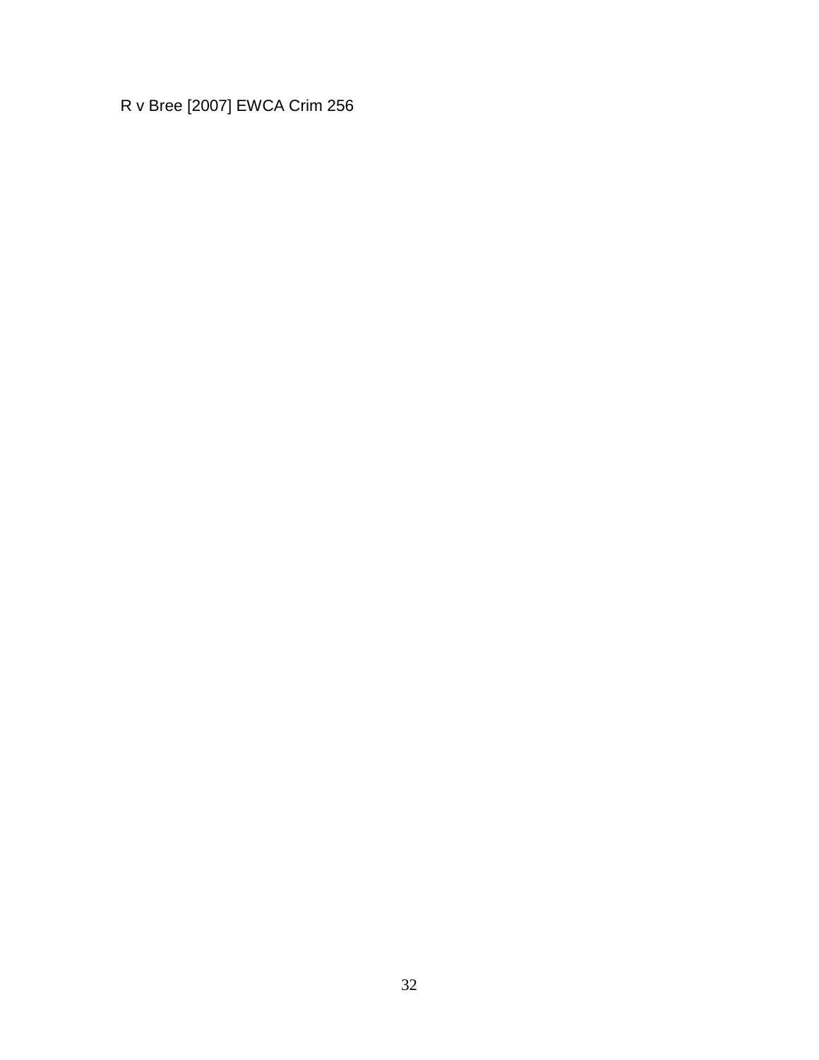R v Bree [2007] EWCA Crim 256